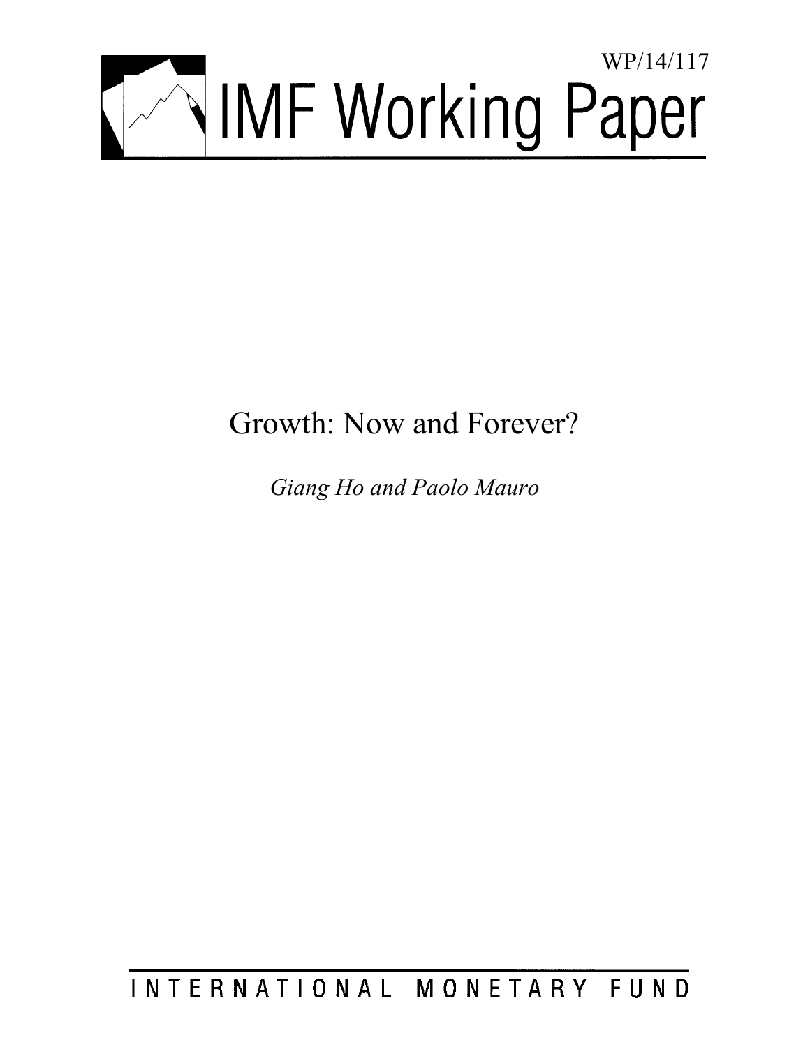WP/14/117

# IMF Working Paper

## Growth: Now and Forever?

*Giang Ho and Paolo Mauro*

INTERNATIONAL MONETARY FUND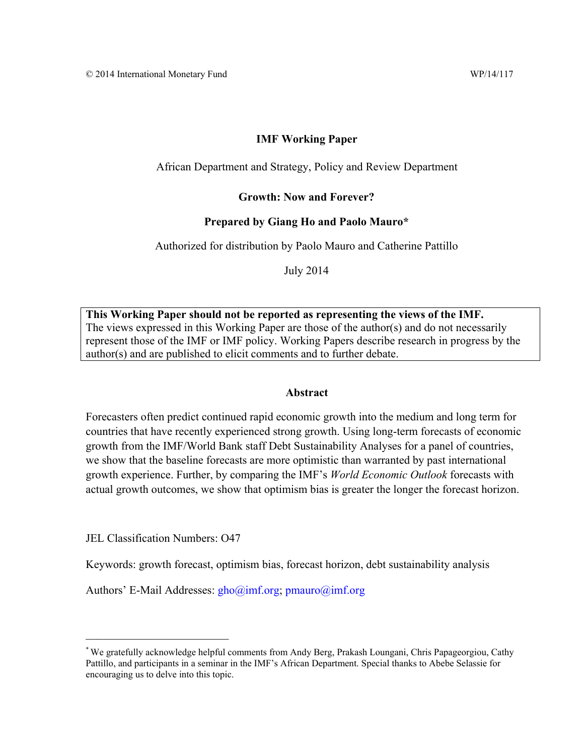© 2014 International Monetary Fund WP/14/117

**IMF Working Paper**

African Department and Strategy, Policy and Review Department

**Growth: Now and Forever?**

**Prepared by Giang Ho and Paolo Mauro***

Authorized for distribution by Paolo Mauro and Catherine Pattillo

July 2014

> **This Working Paper should not be reported as representing the views of the IMF.**
> The views expressed in this Working Paper are those of the author(s) and do not necessarily represent those of the IMF or IMF policy. Working Papers describe research in progress by the author(s) and are published to elicit comments and to further debate.

**Abstract**

Forecasters often predict continued rapid economic growth into the medium and long term for countries that have recently experienced strong growth. Using long-term forecasts of economic growth from the IMF/World Bank staff Debt Sustainability Analyses for a panel of countries, we show that the baseline forecasts are more optimistic than warranted by past international growth experience. Further, by comparing the IMF's *World Economic Outlook* forecasts with actual growth outcomes, we show that optimism bias is greater the longer the forecast horizon.

JEL Classification Numbers: O47

Keywords: growth forecast, optimism bias, forecast horizon, debt sustainability analysis

Authors' E-Mail Addresses: gho@imf.org; pmauro@imf.org

---

* We gratefully acknowledge helpful comments from Andy Berg, Prakash Loungani, Chris Papageorgiou, Cathy Pattillo, and participants in a seminar in the IMF's African Department. Special thanks to Abebe Selassie for encouraging us to delve into this topic.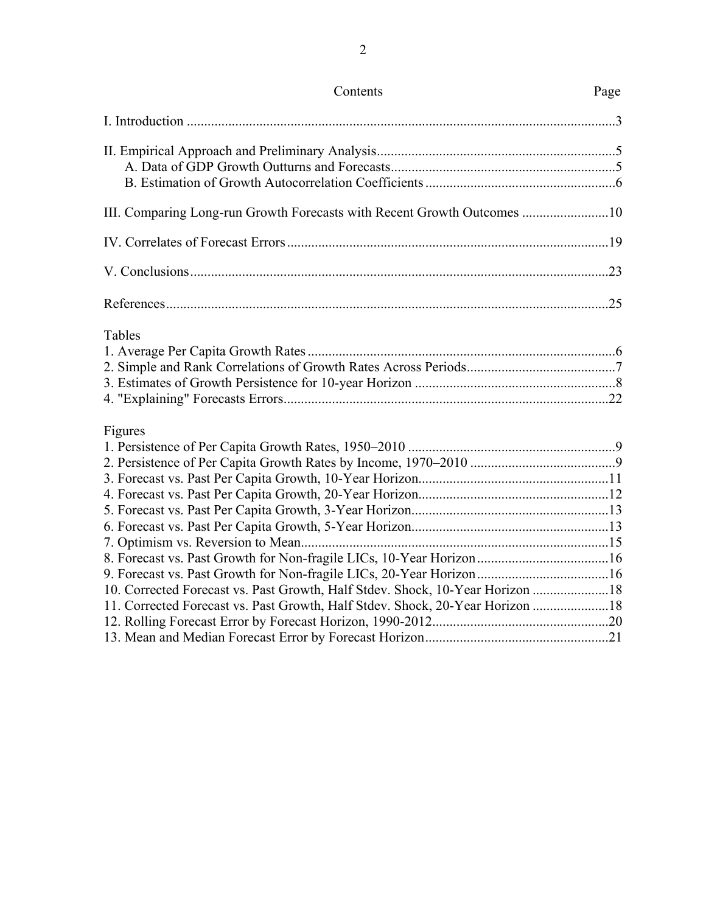## Contents

| | Page |
|---|---|
| I. Introduction | 3 |
| II. Empirical Approach and Preliminary Analysis | 5 |
| A. Data of GDP Growth Outturns and Forecasts | 5 |
| B. Estimation of Growth Autocorrelation Coefficients | 6 |
| III. Comparing Long-run Growth Forecasts with Recent Growth Outcomes | 10 |
| IV. Correlates of Forecast Errors | 19 |
| V. Conclusions | 23 |
| References | 25 |

Tables

| | |
|---|---|
| 1. Average Per Capita Growth Rates | 6 |
| 2. Simple and Rank Correlations of Growth Rates Across Periods | 7 |
| 3. Estimates of Growth Persistence for 10-year Horizon | 8 |
| 4. "Explaining" Forecasts Errors | 22 |

Figures

| | |
|---|---|
| 1. Persistence of Per Capita Growth Rates, 1950–2010 | 9 |
| 2. Persistence of Per Capita Growth Rates by Income, 1970–2010 | 9 |
| 3. Forecast vs. Past Per Capita Growth, 10-Year Horizon | 11 |
| 4. Forecast vs. Past Per Capita Growth, 20-Year Horizon | 12 |
| 5. Forecast vs. Past Per Capita Growth, 3-Year Horizon | 13 |
| 6. Forecast vs. Past Per Capita Growth, 5-Year Horizon | 13 |
| 7. Optimism vs. Reversion to Mean | 15 |
| 8. Forecast vs. Past Growth for Non-fragile LICs, 10-Year Horizon | 16 |
| 9. Forecast vs. Past Growth for Non-fragile LICs, 20-Year Horizon | 16 |
| 10. Corrected Forecast vs. Past Growth, Half Stdev. Shock, 10-Year Horizon | 18 |
| 11. Corrected Forecast vs. Past Growth, Half Stdev. Shock, 20-Year Horizon | 18 |
| 12. Rolling Forecast Error by Forecast Horizon, 1990-2012 | 20 |
| 13. Mean and Median Forecast Error by Forecast Horizon | 21 |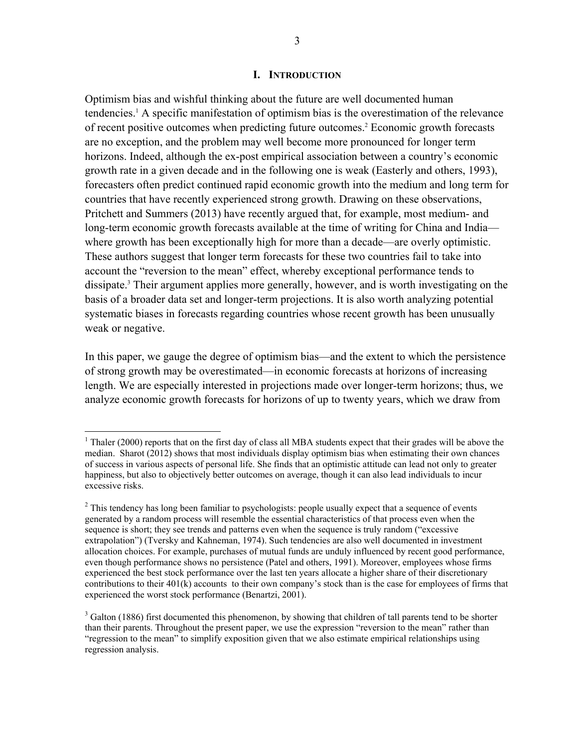# I. Introduction

Optimism bias and wishful thinking about the future are well documented human tendencies.[1] A specific manifestation of optimism bias is the overestimation of the relevance of recent positive outcomes when predicting future outcomes.[2] Economic growth forecasts are no exception, and the problem may well become more pronounced for longer term horizons. Indeed, although the ex-post empirical association between a country's economic growth rate in a given decade and in the following one is weak (Easterly and others, 1993), forecasters often predict continued rapid economic growth into the medium and long term for countries that have recently experienced strong growth. Drawing on these observations, Pritchett and Summers (2013) have recently argued that, for example, most medium- and long-term economic growth forecasts available at the time of writing for China and India—where growth has been exceptionally high for more than a decade—are overly optimistic. These authors suggest that longer term forecasts for these two countries fail to take into account the "reversion to the mean" effect, whereby exceptional performance tends to dissipate.[3] Their argument applies more generally, however, and is worth investigating on the basis of a broader data set and longer-term projections. It is also worth analyzing potential systematic biases in forecasts regarding countries whose recent growth has been unusually weak or negative.

In this paper, we gauge the degree of optimism bias—and the extent to which the persistence of strong growth may be overestimated—in economic forecasts at horizons of increasing length. We are especially interested in projections made over longer-term horizons; thus, we analyze economic growth forecasts for horizons of up to twenty years, which we draw from

---

[1] Thaler (2000) reports that on the first day of class all MBA students expect that their grades will be above the median. Sharot (2012) shows that most individuals display optimism bias when estimating their own chances of success in various aspects of personal life. She finds that an optimistic attitude can lead not only to greater happiness, but also to objectively better outcomes on average, though it can also lead individuals to incur excessive risks.

[2] This tendency has long been familiar to psychologists: people usually expect that a sequence of events generated by a random process will resemble the essential characteristics of that process even when the sequence is short; they see trends and patterns even when the sequence is truly random ("excessive extrapolation") (Tversky and Kahneman, 1974). Such tendencies are also well documented in investment allocation choices. For example, purchases of mutual funds are unduly influenced by recent good performance, even though performance shows no persistence (Patel and others, 1991). Moreover, employees whose firms experienced the best stock performance over the last ten years allocate a higher share of their discretionary contributions to their 401(k) accounts to their own company's stock than is the case for employees of firms that experienced the worst stock performance (Benartzi, 2001).

[3] Galton (1886) first documented this phenomenon, by showing that children of tall parents tend to be shorter than their parents. Throughout the present paper, we use the expression "reversion to the mean" rather than "regression to the mean" to simplify exposition given that we also estimate empirical relationships using regression analysis.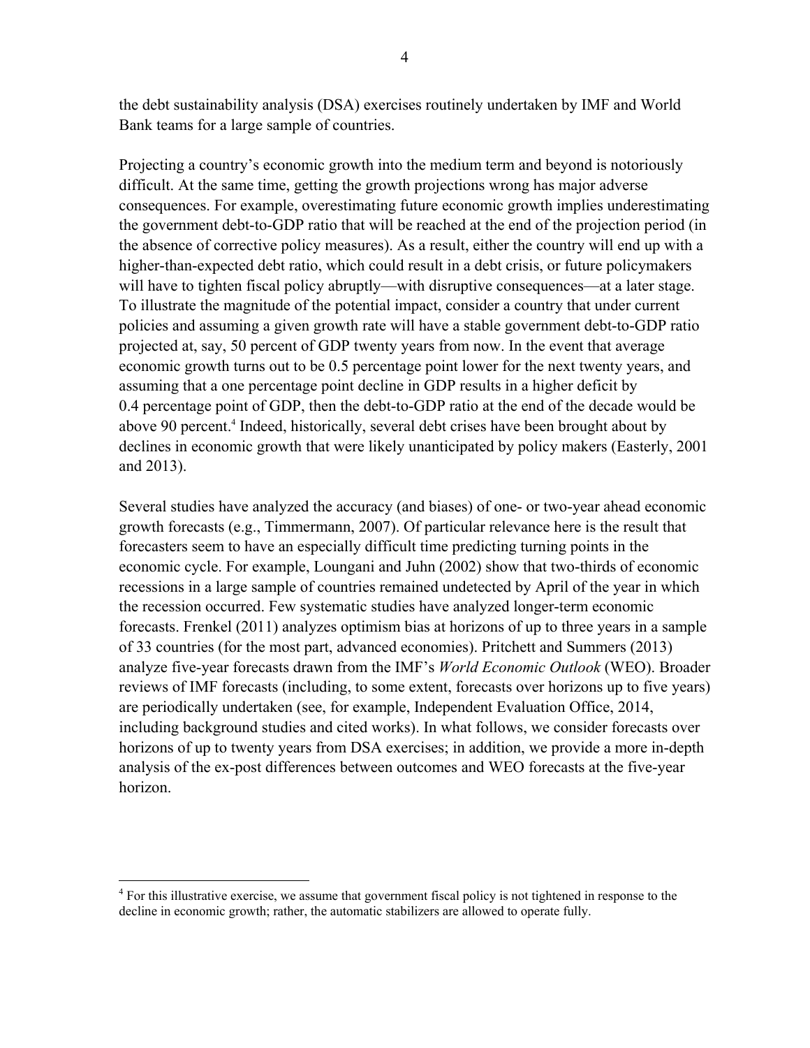the debt sustainability analysis (DSA) exercises routinely undertaken by IMF and World Bank teams for a large sample of countries.

Projecting a country's economic growth into the medium term and beyond is notoriously difficult. At the same time, getting the growth projections wrong has major adverse consequences. For example, overestimating future economic growth implies underestimating the government debt-to-GDP ratio that will be reached at the end of the projection period (in the absence of corrective policy measures). As a result, either the country will end up with a higher-than-expected debt ratio, which could result in a debt crisis, or future policymakers will have to tighten fiscal policy abruptly—with disruptive consequences—at a later stage. To illustrate the magnitude of the potential impact, consider a country that under current policies and assuming a given growth rate will have a stable government debt-to-GDP ratio projected at, say, 50 percent of GDP twenty years from now. In the event that average economic growth turns out to be 0.5 percentage point lower for the next twenty years, and assuming that a one percentage point decline in GDP results in a higher deficit by 0.4 percentage point of GDP, then the debt-to-GDP ratio at the end of the decade would be above 90 percent.[4] Indeed, historically, several debt crises have been brought about by declines in economic growth that were likely unanticipated by policy makers (Easterly, 2001 and 2013).

Several studies have analyzed the accuracy (and biases) of one- or two-year ahead economic growth forecasts (e.g., Timmermann, 2007). Of particular relevance here is the result that forecasters seem to have an especially difficult time predicting turning points in the economic cycle. For example, Loungani and Juhn (2002) show that two-thirds of economic recessions in a large sample of countries remained undetected by April of the year in which the recession occurred. Few systematic studies have analyzed longer-term economic forecasts. Frenkel (2011) analyzes optimism bias at horizons of up to three years in a sample of 33 countries (for the most part, advanced economies). Pritchett and Summers (2013) analyze five-year forecasts drawn from the IMF's *World Economic Outlook* (WEO). Broader reviews of IMF forecasts (including, to some extent, forecasts over horizons up to five years) are periodically undertaken (see, for example, Independent Evaluation Office, 2014, including background studies and cited works). In what follows, we consider forecasts over horizons of up to twenty years from DSA exercises; in addition, we provide a more in-depth analysis of the ex-post differences between outcomes and WEO forecasts at the five-year horizon.

---

[4] For this illustrative exercise, we assume that government fiscal policy is not tightened in response to the decline in economic growth; rather, the automatic stabilizers are allowed to operate fully.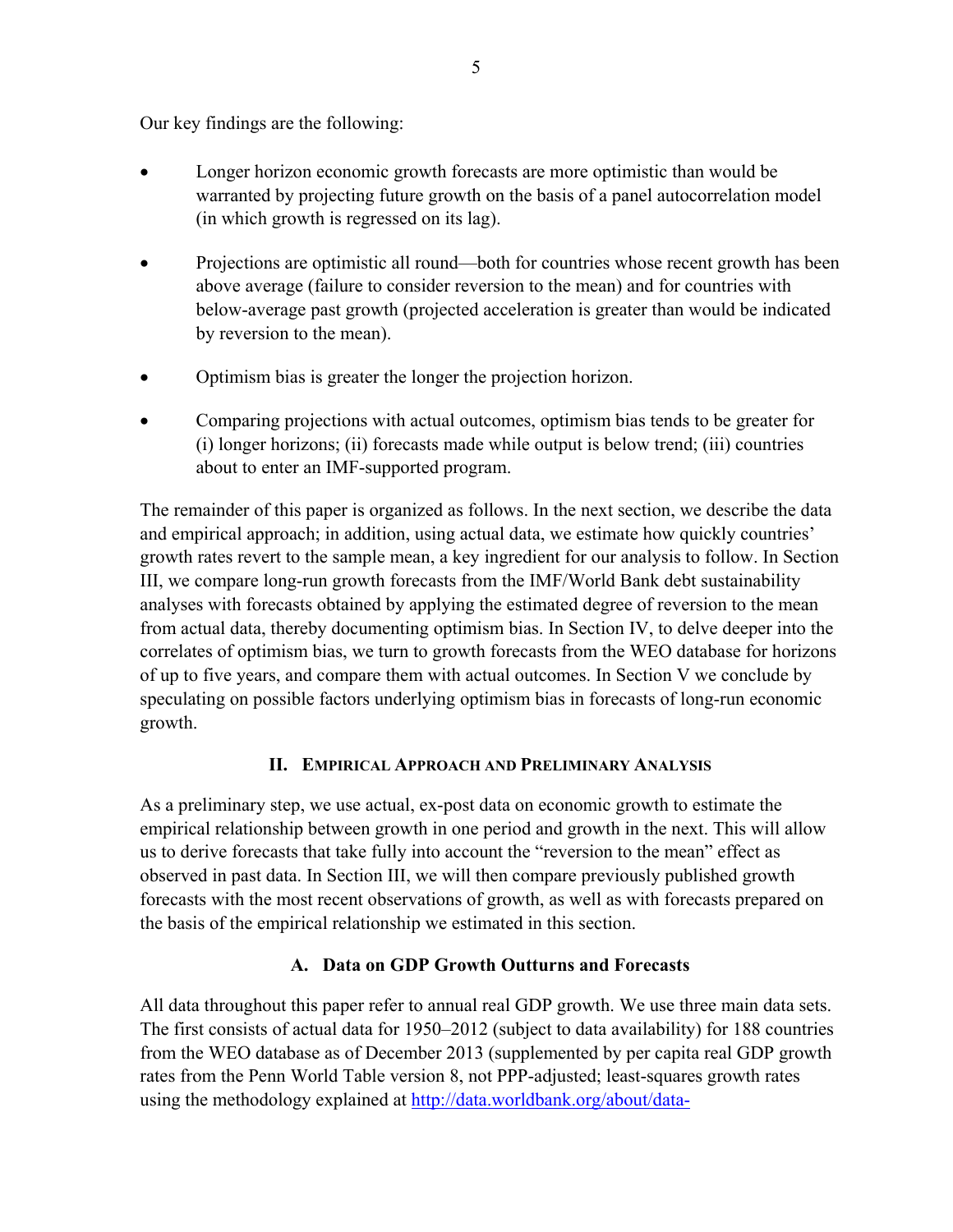Our key findings are the following:

- Longer horizon economic growth forecasts are more optimistic than would be warranted by projecting future growth on the basis of a panel autocorrelation model (in which growth is regressed on its lag).

- Projections are optimistic all round—both for countries whose recent growth has been above average (failure to consider reversion to the mean) and for countries with below-average past growth (projected acceleration is greater than would be indicated by reversion to the mean).

- Optimism bias is greater the longer the projection horizon.

- Comparing projections with actual outcomes, optimism bias tends to be greater for (i) longer horizons; (ii) forecasts made while output is below trend; (iii) countries about to enter an IMF-supported program.

The remainder of this paper is organized as follows. In the next section, we describe the data and empirical approach; in addition, using actual data, we estimate how quickly countries' growth rates revert to the sample mean, a key ingredient for our analysis to follow. In Section III, we compare long-run growth forecasts from the IMF/World Bank debt sustainability analyses with forecasts obtained by applying the estimated degree of reversion to the mean from actual data, thereby documenting optimism bias. In Section IV, to delve deeper into the correlates of optimism bias, we turn to growth forecasts from the WEO database for horizons of up to five years, and compare them with actual outcomes. In Section V we conclude by speculating on possible factors underlying optimism bias in forecasts of long-run economic growth.

## II. Empirical Approach and Preliminary Analysis

As a preliminary step, we use actual, ex-post data on economic growth to estimate the empirical relationship between growth in one period and growth in the next. This will allow us to derive forecasts that take fully into account the "reversion to the mean" effect as observed in past data. In Section III, we will then compare previously published growth forecasts with the most recent observations of growth, as well as with forecasts prepared on the basis of the empirical relationship we estimated in this section.

### A. Data on GDP Growth Outturns and Forecasts

All data throughout this paper refer to annual real GDP growth. We use three main data sets. The first consists of actual data for 1950–2012 (subject to data availability) for 188 countries from the WEO database as of December 2013 (supplemented by per capita real GDP growth rates from the Penn World Table version 8, not PPP-adjusted; least-squares growth rates using the methodology explained at http://data.worldbank.org/about/data-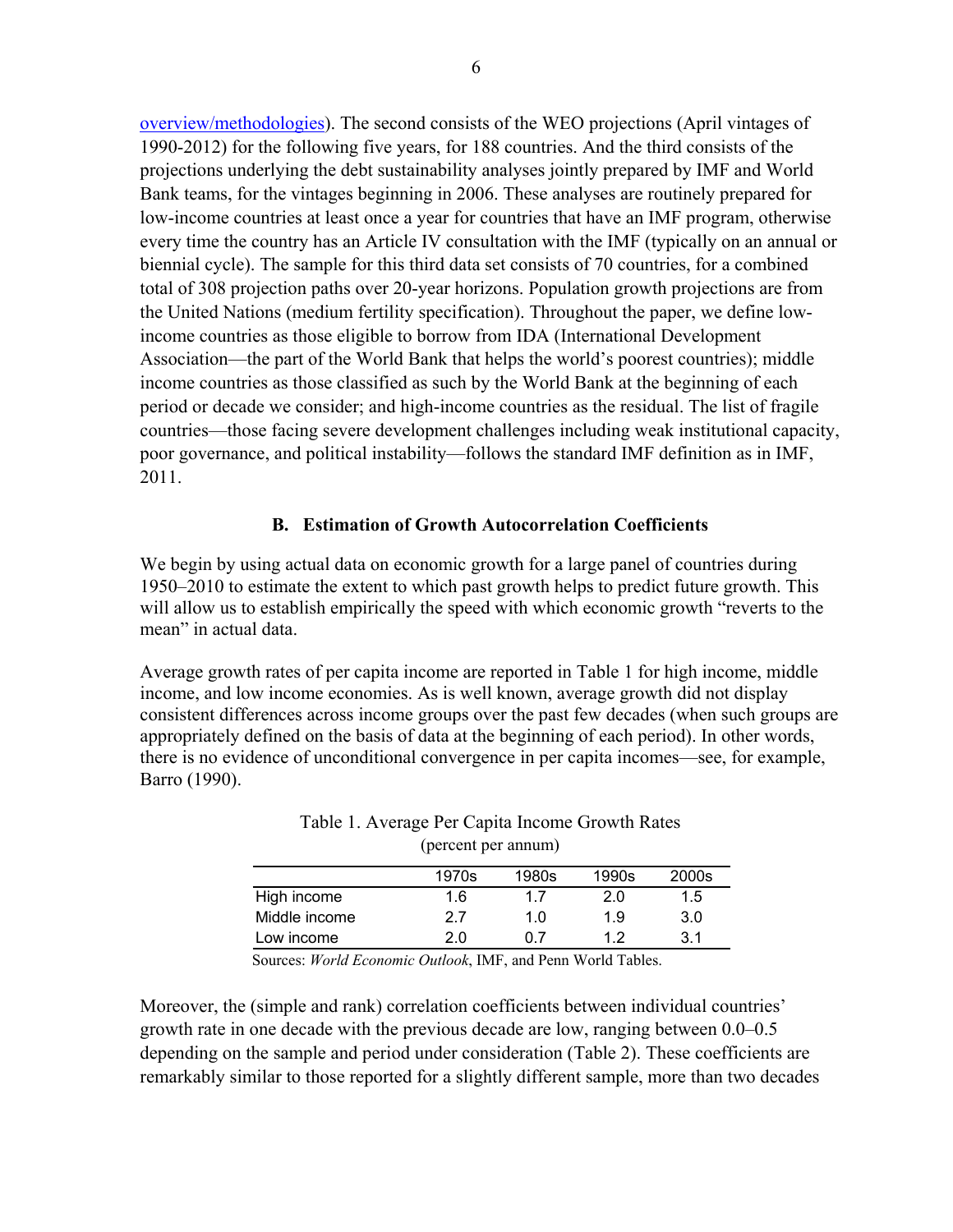overview/methodologies). The second consists of the WEO projections (April vintages of 1990-2012) for the following five years, for 188 countries. And the third consists of the projections underlying the debt sustainability analyses jointly prepared by IMF and World Bank teams, for the vintages beginning in 2006. These analyses are routinely prepared for low-income countries at least once a year for countries that have an IMF program, otherwise every time the country has an Article IV consultation with the IMF (typically on an annual or biennial cycle). The sample for this third data set consists of 70 countries, for a combined total of 308 projection paths over 20-year horizons. Population growth projections are from the United Nations (medium fertility specification). Throughout the paper, we define low-income countries as those eligible to borrow from IDA (International Development Association—the part of the World Bank that helps the world's poorest countries); middle income countries as those classified as such by the World Bank at the beginning of each period or decade we consider; and high-income countries as the residual. The list of fragile countries—those facing severe development challenges including weak institutional capacity, poor governance, and political instability—follows the standard IMF definition as in IMF, 2011.

### B. Estimation of Growth Autocorrelation Coefficients

We begin by using actual data on economic growth for a large panel of countries during 1950–2010 to estimate the extent to which past growth helps to predict future growth. This will allow us to establish empirically the speed with which economic growth "reverts to the mean" in actual data.

Average growth rates of per capita income are reported in Table 1 for high income, middle income, and low income economies. As is well known, average growth did not display consistent differences across income groups over the past few decades (when such groups are appropriately defined on the basis of data at the beginning of each period). In other words, there is no evidence of unconditional convergence in per capita incomes—see, for example, Barro (1990).

Table 1. Average Per Capita Income Growth Rates
(percent per annum)

| | 1970s | 1980s | 1990s | 2000s |
|---|---|---|---|---|
| High income | 1.6 | 1.7 | 2.0 | 1.5 |
| Middle income | 2.7 | 1.0 | 1.9 | 3.0 |
| Low income | 2.0 | 0.7 | 1.2 | 3.1 |

Sources: *World Economic Outlook*, IMF, and Penn World Tables.

Moreover, the (simple and rank) correlation coefficients between individual countries' growth rate in one decade with the previous decade are low, ranging between 0.0–0.5 depending on the sample and period under consideration (Table 2). These coefficients are remarkably similar to those reported for a slightly different sample, more than two decades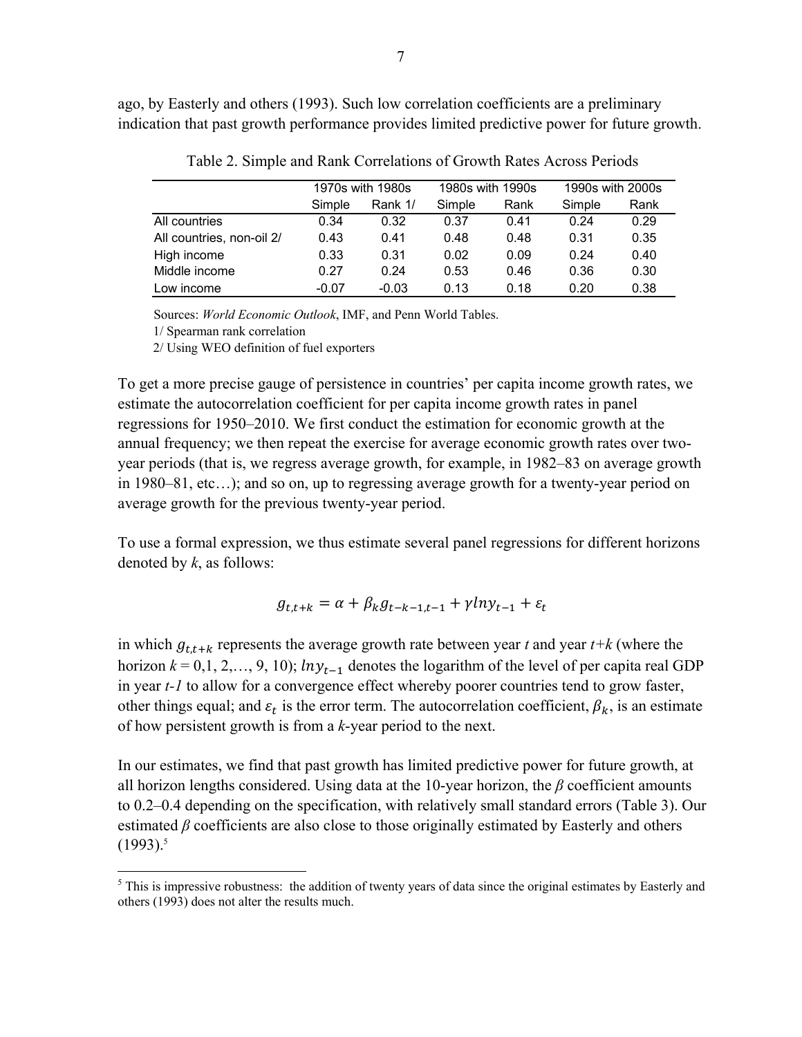ago, by Easterly and others (1993). Such low correlation coefficients are a preliminary indication that past growth performance provides limited predictive power for future growth.

Table 2. Simple and Rank Correlations of Growth Rates Across Periods

| | 1970s with 1980s | | 1980s with 1990s | | 1990s with 2000s | |
|---|---|---|---|---|---|---|
| | Simple | Rank 1/ | Simple | Rank | Simple | Rank |
| All countries | 0.34 | 0.32 | 0.37 | 0.41 | 0.24 | 0.29 |
| All countries, non-oil 2/ | 0.43 | 0.41 | 0.48 | 0.48 | 0.31 | 0.35 |
| High income | 0.33 | 0.31 | 0.02 | 0.09 | 0.24 | 0.40 |
| Middle income | 0.27 | 0.24 | 0.53 | 0.46 | 0.36 | 0.30 |
| Low income | -0.07 | -0.03 | 0.13 | 0.18 | 0.20 | 0.38 |

Sources: *World Economic Outlook*, IMF, and Penn World Tables.

1/ Spearman rank correlation

2/ Using WEO definition of fuel exporters

To get a more precise gauge of persistence in countries' per capita income growth rates, we estimate the autocorrelation coefficient for per capita income growth rates in panel regressions for 1950–2010. We first conduct the estimation for economic growth at the annual frequency; we then repeat the exercise for average economic growth rates over two-year periods (that is, we regress average growth, for example, in 1982–83 on average growth in 1980–81, etc…); and so on, up to regressing average growth for a twenty-year period on average growth for the previous twenty-year period.

To use a formal expression, we thus estimate several panel regressions for different horizons denoted by *k*, as follows:

$$g_{t,t+k} = \alpha + \beta_k g_{t-k-1,t-1} + \gamma lny_{t-1} + \varepsilon_t$$

in which $g_{t,t+k}$ represents the average growth rate between year *t* and year *t+k* (where the horizon $k = 0, 1, 2, \ldots, 9, 10$); $lny_{t-1}$ denotes the logarithm of the level of per capita real GDP in year *t-1* to allow for a convergence effect whereby poorer countries tend to grow faster, other things equal; and $\varepsilon_t$ is the error term. The autocorrelation coefficient, $\beta_k$, is an estimate of how persistent growth is from a *k*-year period to the next.

In our estimates, we find that past growth has limited predictive power for future growth, at all horizon lengths considered. Using data at the 10-year horizon, the $\beta$ coefficient amounts to 0.2–0.4 depending on the specification, with relatively small standard errors (Table 3). Our estimated $\beta$ coefficients are also close to those originally estimated by Easterly and others (1993).[5]

[5] This is impressive robustness: the addition of twenty years of data since the original estimates by Easterly and others (1993) does not alter the results much.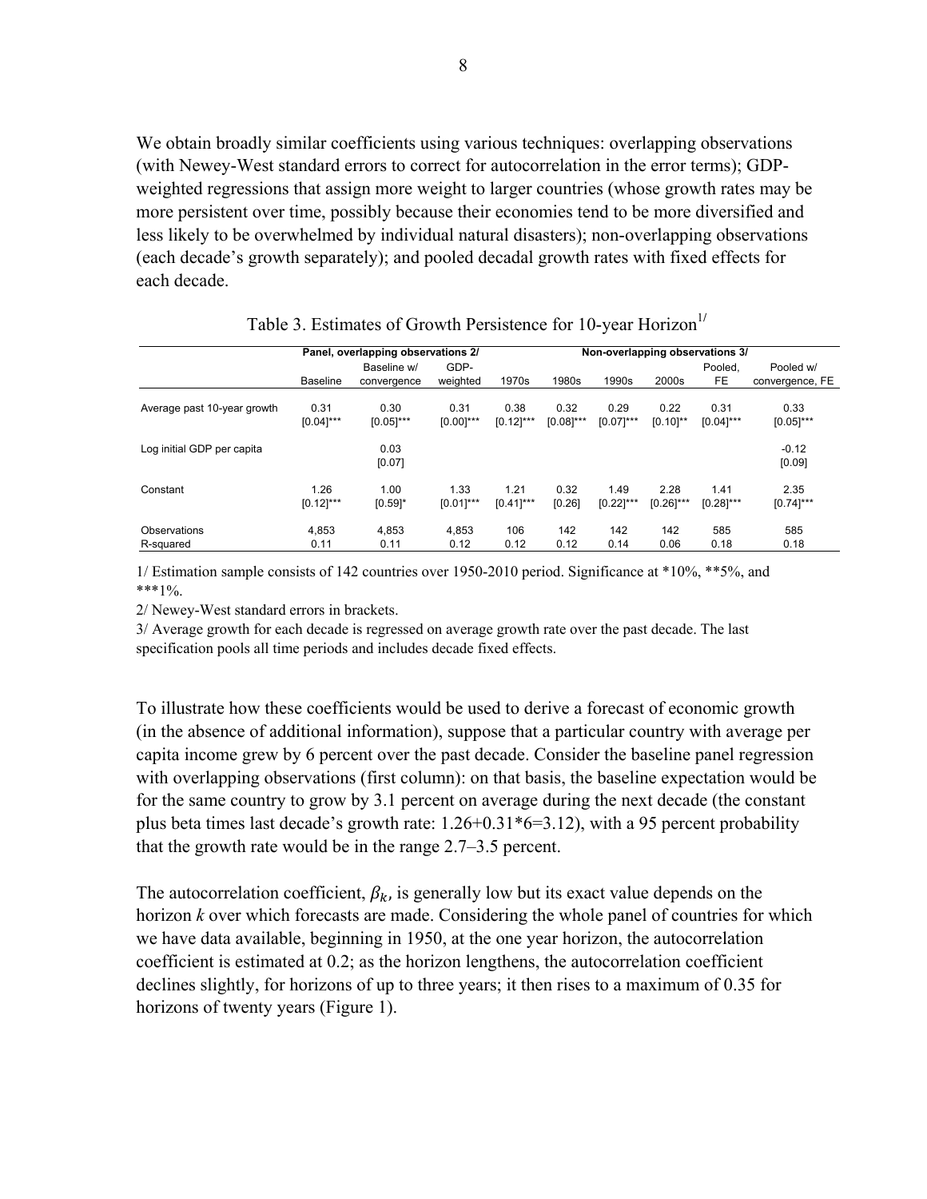We obtain broadly similar coefficients using various techniques: overlapping observations (with Newey-West standard errors to correct for autocorrelation in the error terms); GDP-weighted regressions that assign more weight to larger countries (whose growth rates may be more persistent over time, possibly because their economies tend to be more diversified and less likely to be overwhelmed by individual natural disasters); non-overlapping observations (each decade's growth separately); and pooled decadal growth rates with fixed effects for each decade.

Table 3. Estimates of Growth Persistence for 10-year Horizon[1/]

| | Panel, overlapping observations 2/ | | | Non-overlapping observations 3/ | | | | | |
|---|---|---|---|---|---|---|---|---|---|
| | Baseline | Baseline w/ convergence | GDP-weighted | 1970s | 1980s | 1990s | 2000s | Pooled, FE | Pooled w/ convergence, FE |
| Average past 10-year growth | 0.31 | 0.30 | 0.31 | 0.38 | 0.32 | 0.29 | 0.22 | 0.31 | 0.33 |
| | [0.04]*** | [0.05]*** | [0.00]*** | [0.12]*** | [0.08]*** | [0.07]*** | [0.10]** | [0.04]*** | [0.05]*** |
| Log initial GDP per capita | | 0.03 | | | | | | | -0.12 |
| | | [0.07] | | | | | | | [0.09] |
| Constant | 1.26 | 1.00 | 1.33 | 1.21 | 0.32 | 1.49 | 2.28 | 1.41 | 2.35 |
| | [0.12]*** | [0.59]* | [0.01]*** | [0.41]*** | [0.26] | [0.22]*** | [0.26]*** | [0.28]*** | [0.74]*** |
| Observations | 4,853 | 4,853 | 4,853 | 106 | 142 | 142 | 142 | 585 | 585 |
| R-squared | 0.11 | 0.11 | 0.12 | 0.12 | 0.12 | 0.14 | 0.06 | 0.18 | 0.18 |

1/ Estimation sample consists of 142 countries over 1950-2010 period. Significance at *10%, **5%, and ***1%.

2/ Newey-West standard errors in brackets.

3/ Average growth for each decade is regressed on average growth rate over the past decade. The last specification pools all time periods and includes decade fixed effects.

To illustrate how these coefficients would be used to derive a forecast of economic growth (in the absence of additional information), suppose that a particular country with average per capita income grew by 6 percent over the past decade. Consider the baseline panel regression with overlapping observations (first column): on that basis, the baseline expectation would be for the same country to grow by 3.1 percent on average during the next decade (the constant plus beta times last decade's growth rate: 1.26+0.31*6=3.12), with a 95 percent probability that the growth rate would be in the range 2.7–3.5 percent.

The autocorrelation coefficient, $\beta_k$, is generally low but its exact value depends on the horizon $k$ over which forecasts are made. Considering the whole panel of countries for which we have data available, beginning in 1950, at the one year horizon, the autocorrelation coefficient is estimated at 0.2; as the horizon lengthens, the autocorrelation coefficient declines slightly, for horizons of up to three years; it then rises to a maximum of 0.35 for horizons of twenty years (Figure 1).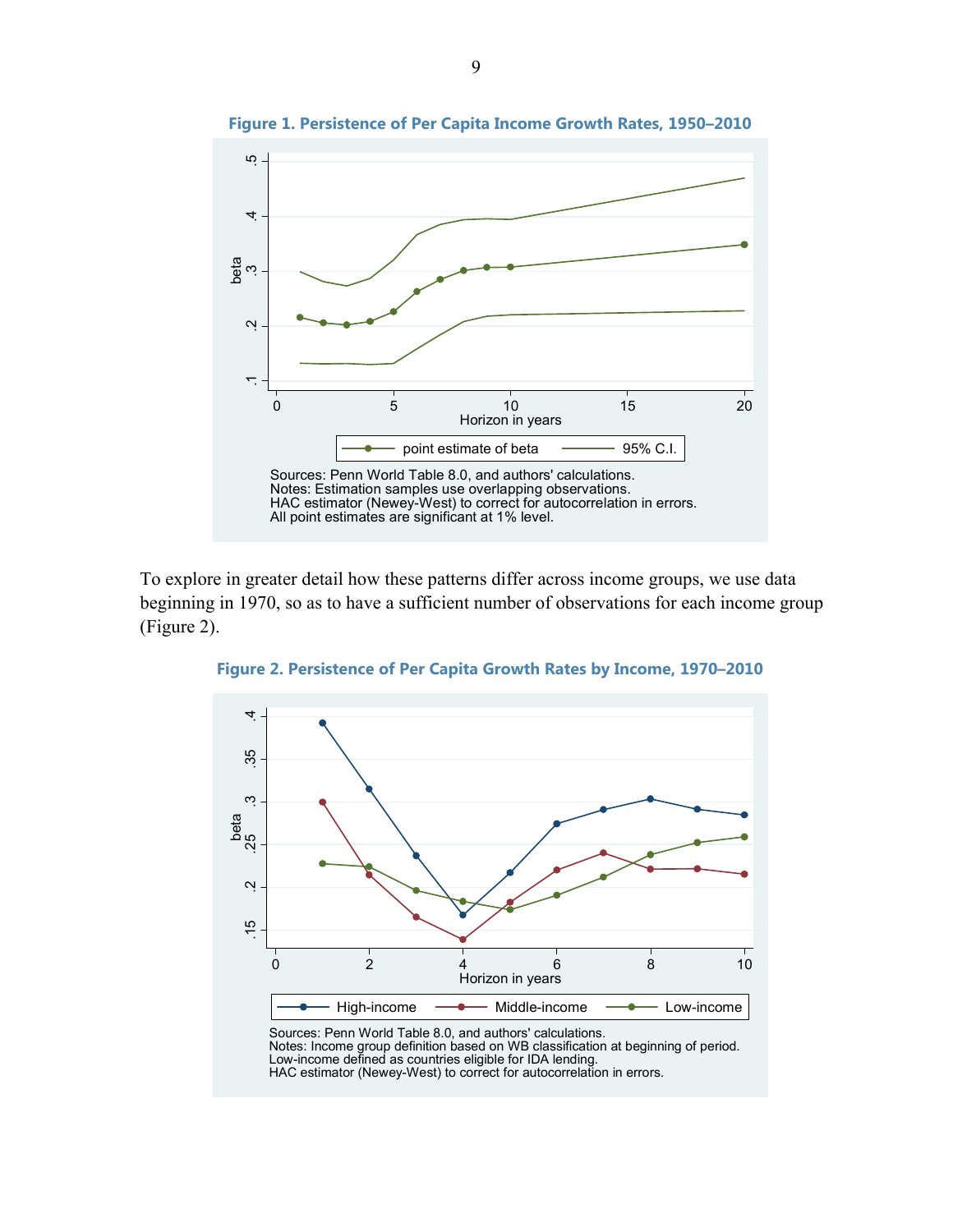**Figure 1. Persistence of Per Capita Income Growth Rates, 1950–2010**

Sources: Penn World Table 8.0, and authors' calculations.
Notes: Estimation samples use overlapping observations.
HAC estimator (Newey-West) to correct for autocorrelation in errors.
All point estimates are significant at 1% level.

To explore in greater detail how these patterns differ across income groups, we use data beginning in 1970, so as to have a sufficient number of observations for each income group (Figure 2).

**Figure 2. Persistence of Per Capita Growth Rates by Income, 1970–2010**

Sources: Penn World Table 8.0, and authors' calculations.
Notes: Income group definition based on WB classification at beginning of period.
Low-income defined as countries eligible for IDA lending.
HAC estimator (Newey-West) to correct for autocorrelation in errors.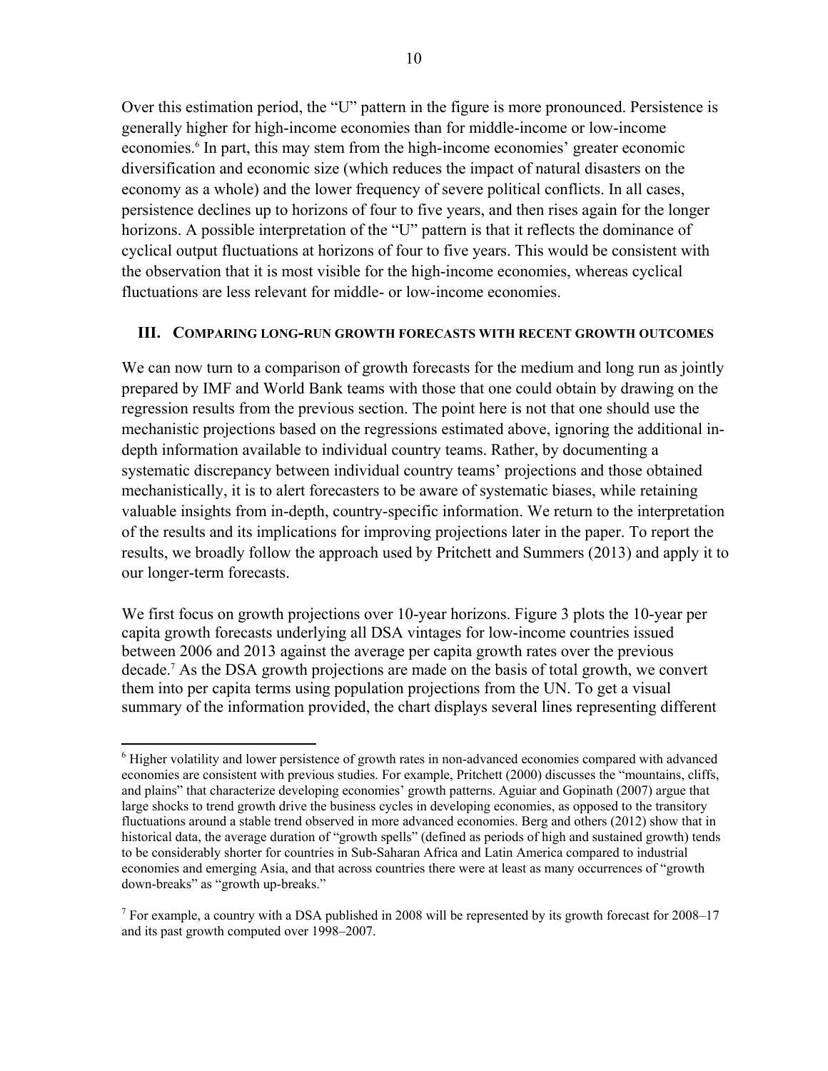Over this estimation period, the "U" pattern in the figure is more pronounced. Persistence is generally higher for high-income economies than for middle-income or low-income economies.[6] In part, this may stem from the high-income economies' greater economic diversification and economic size (which reduces the impact of natural disasters on the economy as a whole) and the lower frequency of severe political conflicts. In all cases, persistence declines up to horizons of four to five years, and then rises again for the longer horizons. A possible interpretation of the "U" pattern is that it reflects the dominance of cyclical output fluctuations at horizons of four to five years. This would be consistent with the observation that it is most visible for the high-income economies, whereas cyclical fluctuations are less relevant for middle- or low-income economies.

## III. Comparing Long-Run Growth Forecasts with Recent Growth Outcomes

We can now turn to a comparison of growth forecasts for the medium and long run as jointly prepared by IMF and World Bank teams with those that one could obtain by drawing on the regression results from the previous section. The point here is not that one should use the mechanistic projections based on the regressions estimated above, ignoring the additional in-depth information available to individual country teams. Rather, by documenting a systematic discrepancy between individual country teams' projections and those obtained mechanistically, it is to alert forecasters to be aware of systematic biases, while retaining valuable insights from in-depth, country-specific information. We return to the interpretation of the results and its implications for improving projections later in the paper. To report the results, we broadly follow the approach used by Pritchett and Summers (2013) and apply it to our longer-term forecasts.

We first focus on growth projections over 10-year horizons. Figure 3 plots the 10-year per capita growth forecasts underlying all DSA vintages for low-income countries issued between 2006 and 2013 against the average per capita growth rates over the previous decade.[7] As the DSA growth projections are made on the basis of total growth, we convert them into per capita terms using population projections from the UN. To get a visual summary of the information provided, the chart displays several lines representing different

---

[6] Higher volatility and lower persistence of growth rates in non-advanced economies compared with advanced economies are consistent with previous studies. For example, Pritchett (2000) discusses the "mountains, cliffs, and plains" that characterize developing economies' growth patterns. Aguiar and Gopinath (2007) argue that large shocks to trend growth drive the business cycles in developing economies, as opposed to the transitory fluctuations around a stable trend observed in more advanced economies. Berg and others (2012) show that in historical data, the average duration of "growth spells" (defined as periods of high and sustained growth) tends to be considerably shorter for countries in Sub-Saharan Africa and Latin America compared to industrial economies and emerging Asia, and that across countries there were at least as many occurrences of "growth down-breaks" as "growth up-breaks."

[7] For example, a country with a DSA published in 2008 will be represented by its growth forecast for 2008–17 and its past growth computed over 1998–2007.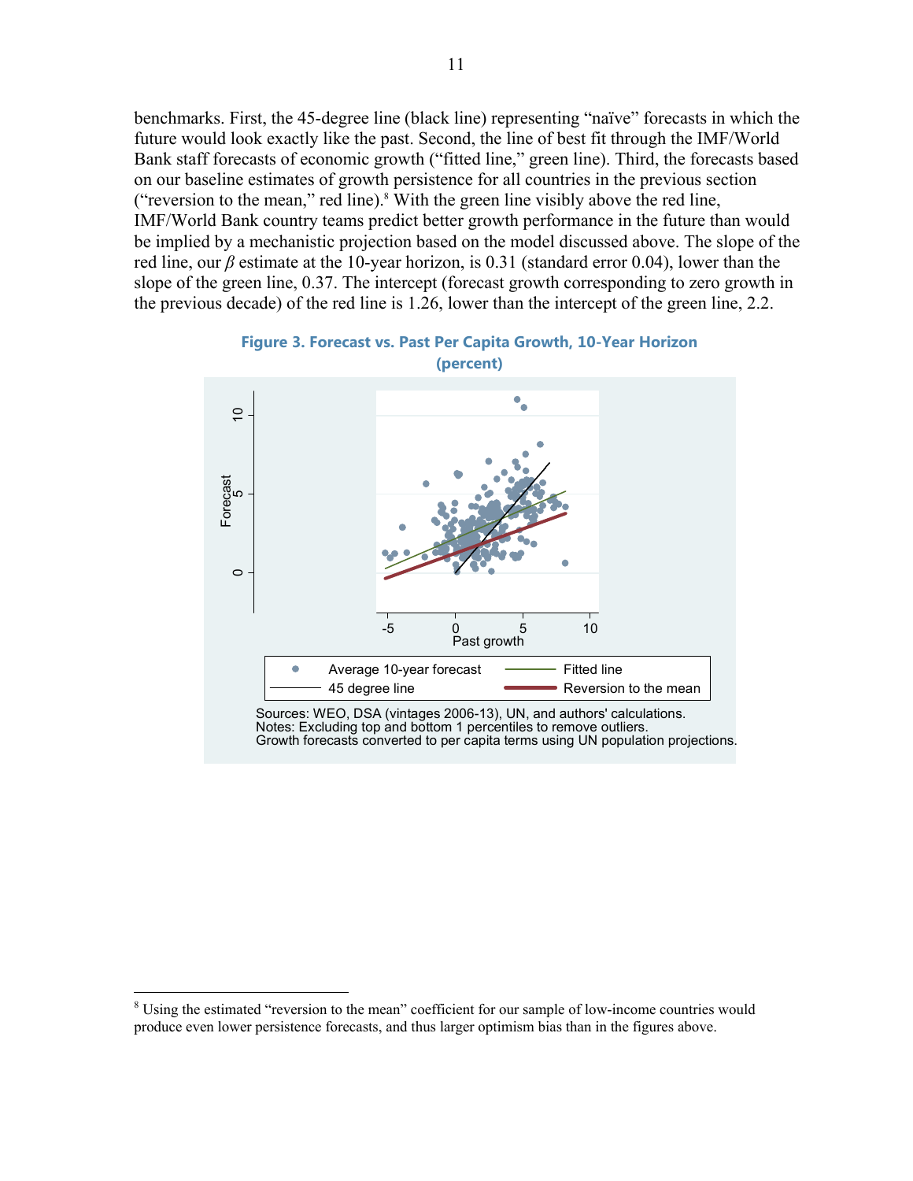benchmarks. First, the 45-degree line (black line) representing "naïve" forecasts in which the future would look exactly like the past. Second, the line of best fit through the IMF/World Bank staff forecasts of economic growth ("fitted line," green line). Third, the forecasts based on our baseline estimates of growth persistence for all countries in the previous section ("reversion to the mean," red line).[8] With the green line visibly above the red line, IMF/World Bank country teams predict better growth performance in the future than would be implied by a mechanistic projection based on the model discussed above. The slope of the red line, our $\beta$ estimate at the 10-year horizon, is 0.31 (standard error 0.04), lower than the slope of the green line, 0.37. The intercept (forecast growth corresponding to zero growth in the previous decade) of the red line is 1.26, lower than the intercept of the green line, 2.2.

**Figure 3. Forecast vs. Past Per Capita Growth, 10-Year Horizon (percent)**

Sources: WEO, DSA (vintages 2006-13), UN, and authors' calculations.
Notes: Excluding top and bottom 1 percentiles to remove outliers.
Growth forecasts converted to per capita terms using UN population projections.

---

[8] Using the estimated "reversion to the mean" coefficient for our sample of low-income countries would produce even lower persistence forecasts, and thus larger optimism bias than in the figures above.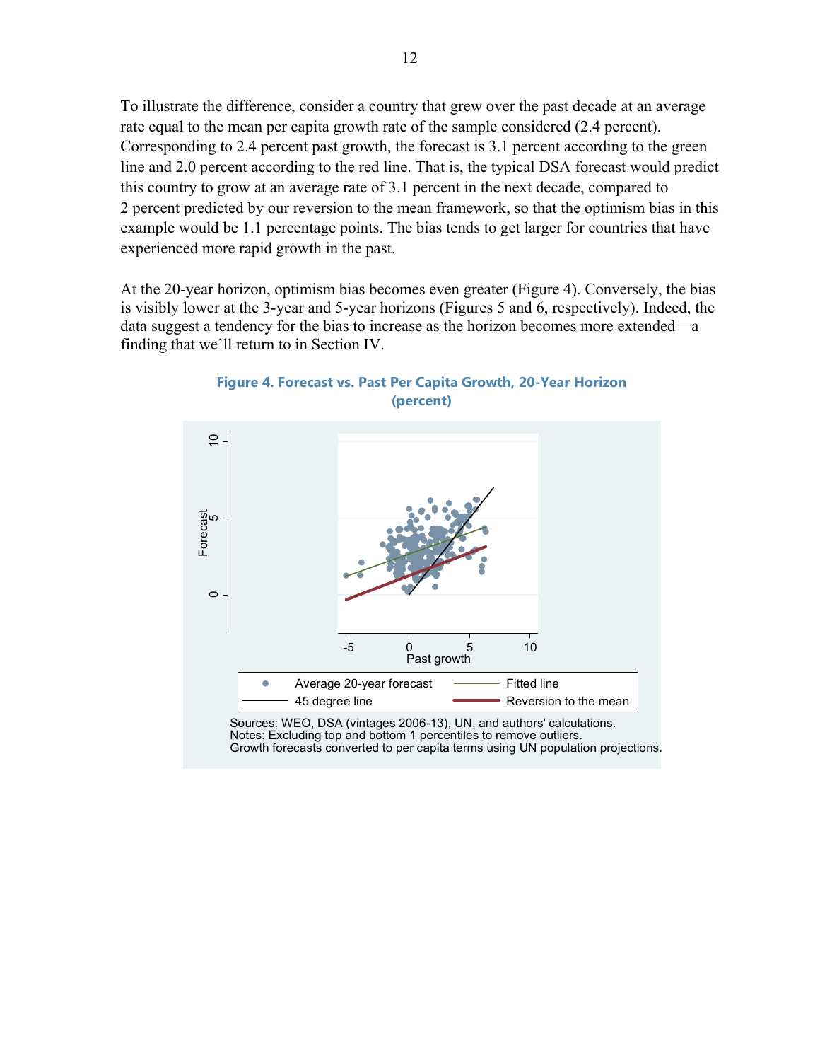To illustrate the difference, consider a country that grew over the past decade at an average rate equal to the mean per capita growth rate of the sample considered (2.4 percent). Corresponding to 2.4 percent past growth, the forecast is 3.1 percent according to the green line and 2.0 percent according to the red line. That is, the typical DSA forecast would predict this country to grow at an average rate of 3.1 percent in the next decade, compared to 2 percent predicted by our reversion to the mean framework, so that the optimism bias in this example would be 1.1 percentage points. The bias tends to get larger for countries that have experienced more rapid growth in the past.

At the 20-year horizon, optimism bias becomes even greater (Figure 4). Conversely, the bias is visibly lower at the 3-year and 5-year horizons (Figures 5 and 6, respectively). Indeed, the data suggest a tendency for the bias to increase as the horizon becomes more extended—a finding that we'll return to in Section IV.

**Figure 4. Forecast vs. Past Per Capita Growth, 20-Year Horizon (percent)**

Sources: WEO, DSA (vintages 2006-13), UN, and authors' calculations.
Notes: Excluding top and bottom 1 percentiles to remove outliers.
Growth forecasts converted to per capita terms using UN population projections.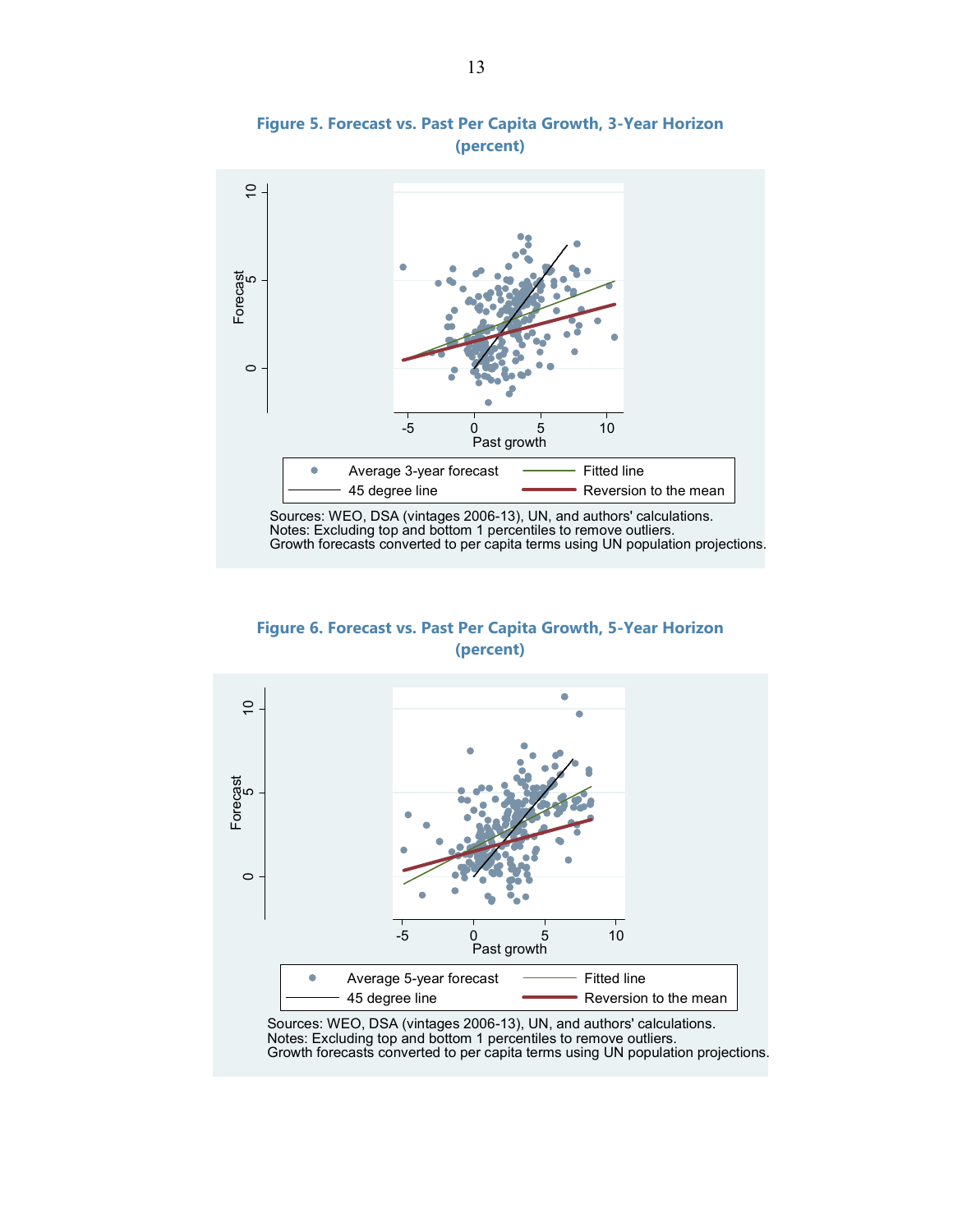**Figure 5. Forecast vs. Past Per Capita Growth, 3-Year Horizon (percent)**

Sources: WEO, DSA (vintages 2006-13), UN, and authors' calculations.
Notes: Excluding top and bottom 1 percentiles to remove outliers.
Growth forecasts converted to per capita terms using UN population projections.

**Figure 6. Forecast vs. Past Per Capita Growth, 5-Year Horizon (percent)**

Sources: WEO, DSA (vintages 2006-13), UN, and authors' calculations.
Notes: Excluding top and bottom 1 percentiles to remove outliers.
Growth forecasts converted to per capita terms using UN population projections.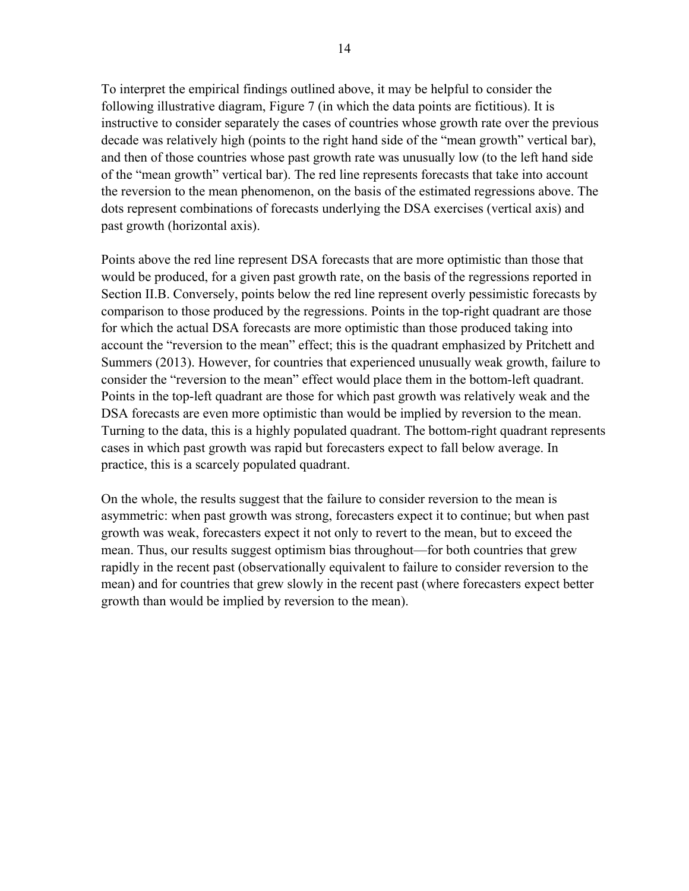To interpret the empirical findings outlined above, it may be helpful to consider the following illustrative diagram, Figure 7 (in which the data points are fictitious). It is instructive to consider separately the cases of countries whose growth rate over the previous decade was relatively high (points to the right hand side of the "mean growth" vertical bar), and then of those countries whose past growth rate was unusually low (to the left hand side of the "mean growth" vertical bar). The red line represents forecasts that take into account the reversion to the mean phenomenon, on the basis of the estimated regressions above. The dots represent combinations of forecasts underlying the DSA exercises (vertical axis) and past growth (horizontal axis).

Points above the red line represent DSA forecasts that are more optimistic than those that would be produced, for a given past growth rate, on the basis of the regressions reported in Section II.B. Conversely, points below the red line represent overly pessimistic forecasts by comparison to those produced by the regressions. Points in the top-right quadrant are those for which the actual DSA forecasts are more optimistic than those produced taking into account the "reversion to the mean" effect; this is the quadrant emphasized by Pritchett and Summers (2013). However, for countries that experienced unusually weak growth, failure to consider the "reversion to the mean" effect would place them in the bottom-left quadrant. Points in the top-left quadrant are those for which past growth was relatively weak and the DSA forecasts are even more optimistic than would be implied by reversion to the mean. Turning to the data, this is a highly populated quadrant. The bottom-right quadrant represents cases in which past growth was rapid but forecasters expect to fall below average. In practice, this is a scarcely populated quadrant.

On the whole, the results suggest that the failure to consider reversion to the mean is asymmetric: when past growth was strong, forecasters expect it to continue; but when past growth was weak, forecasters expect it not only to revert to the mean, but to exceed the mean. Thus, our results suggest optimism bias throughout—for both countries that grew rapidly in the recent past (observationally equivalent to failure to consider reversion to the mean) and for countries that grew slowly in the recent past (where forecasters expect better growth than would be implied by reversion to the mean).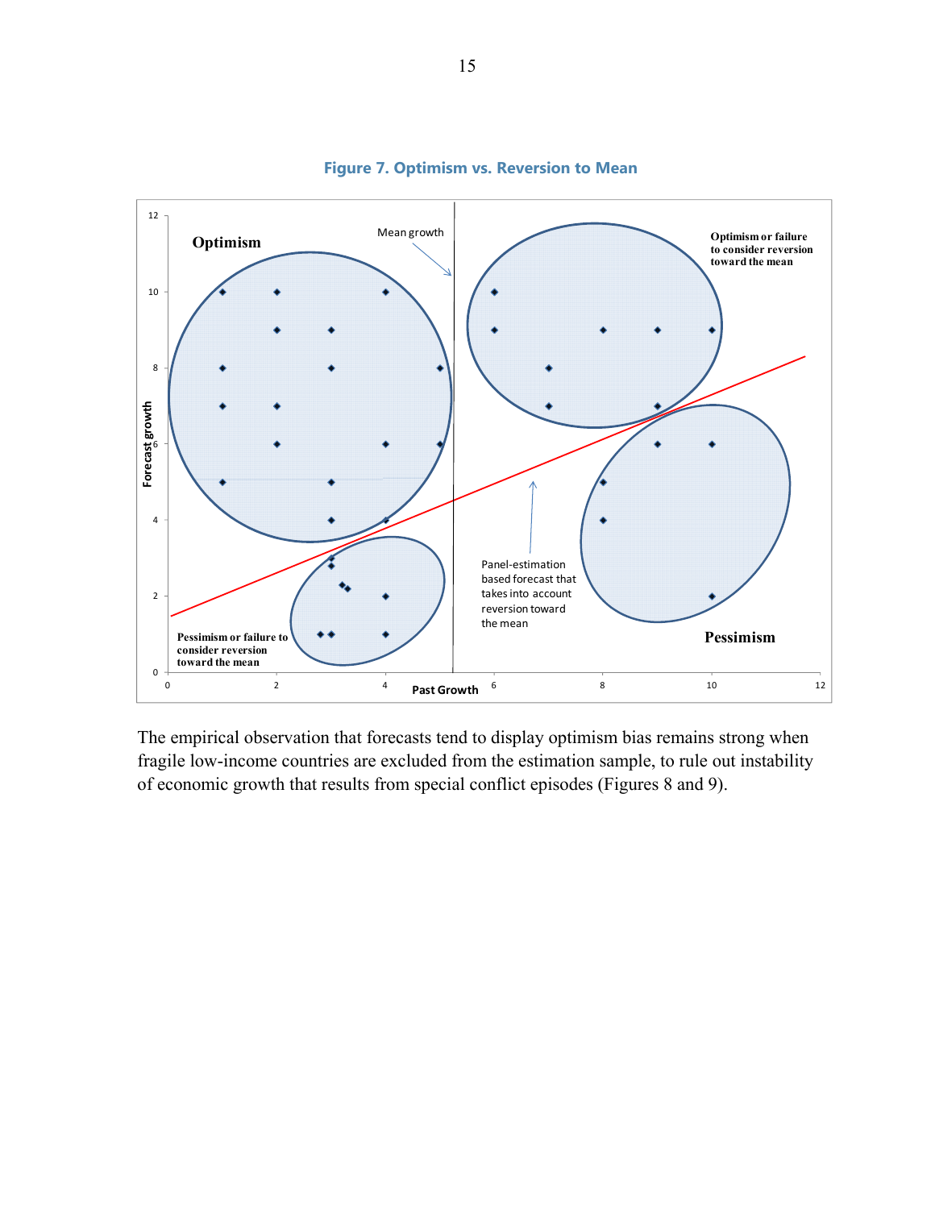**Figure 7. Optimism vs. Reversion to Mean**

The empirical observation that forecasts tend to display optimism bias remains strong when fragile low-income countries are excluded from the estimation sample, to rule out instability of economic growth that results from special conflict episodes (Figures 8 and 9).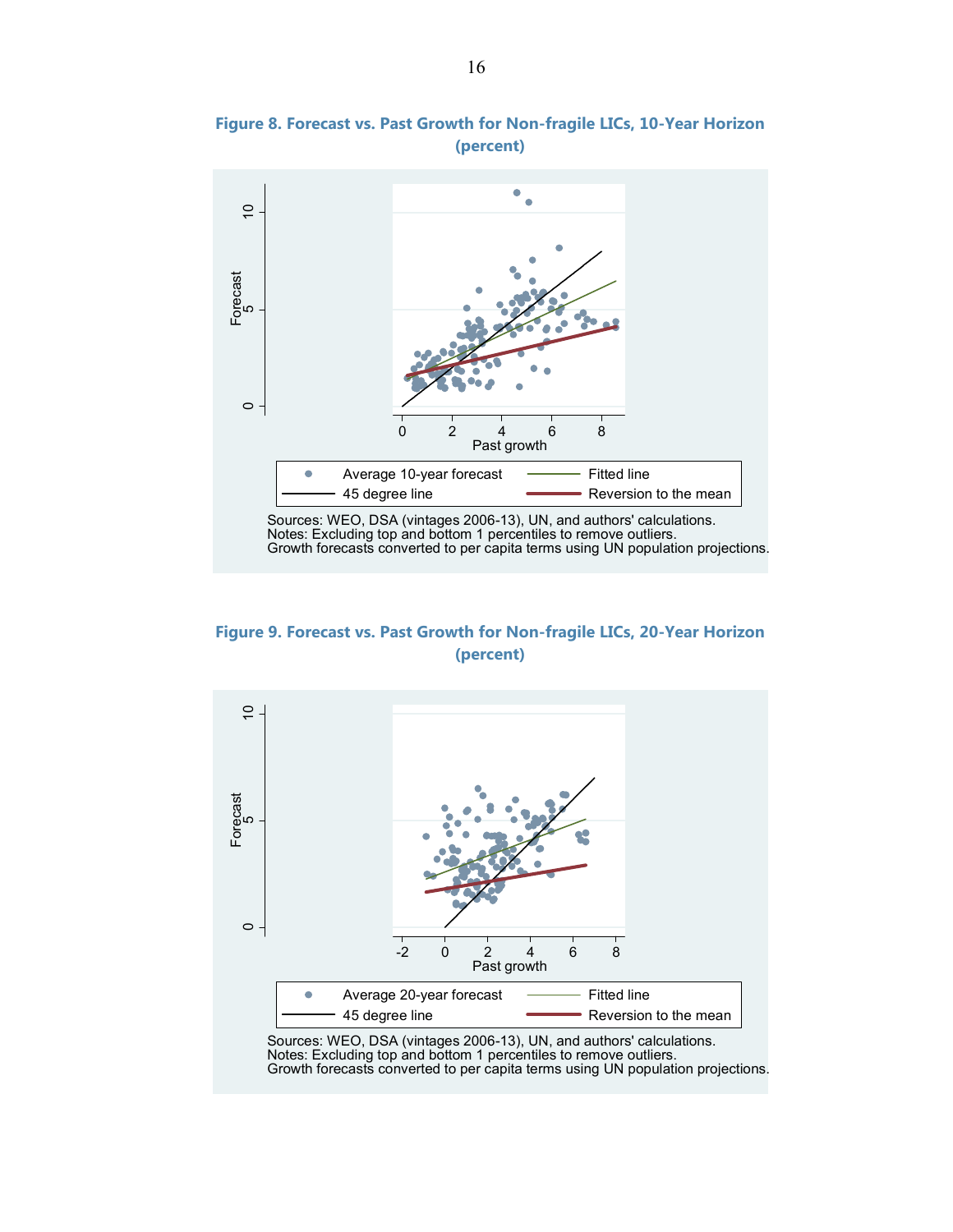**Figure 8. Forecast vs. Past Growth for Non-fragile LICs, 10-Year Horizon (percent)**

Sources: WEO, DSA (vintages 2006-13), UN, and authors' calculations.
Notes: Excluding top and bottom 1 percentiles to remove outliers.
Growth forecasts converted to per capita terms using UN population projections.

**Figure 9. Forecast vs. Past Growth for Non-fragile LICs, 20-Year Horizon (percent)**

Sources: WEO, DSA (vintages 2006-13), UN, and authors' calculations.
Notes: Excluding top and bottom 1 percentiles to remove outliers.
Growth forecasts converted to per capita terms using UN population projections.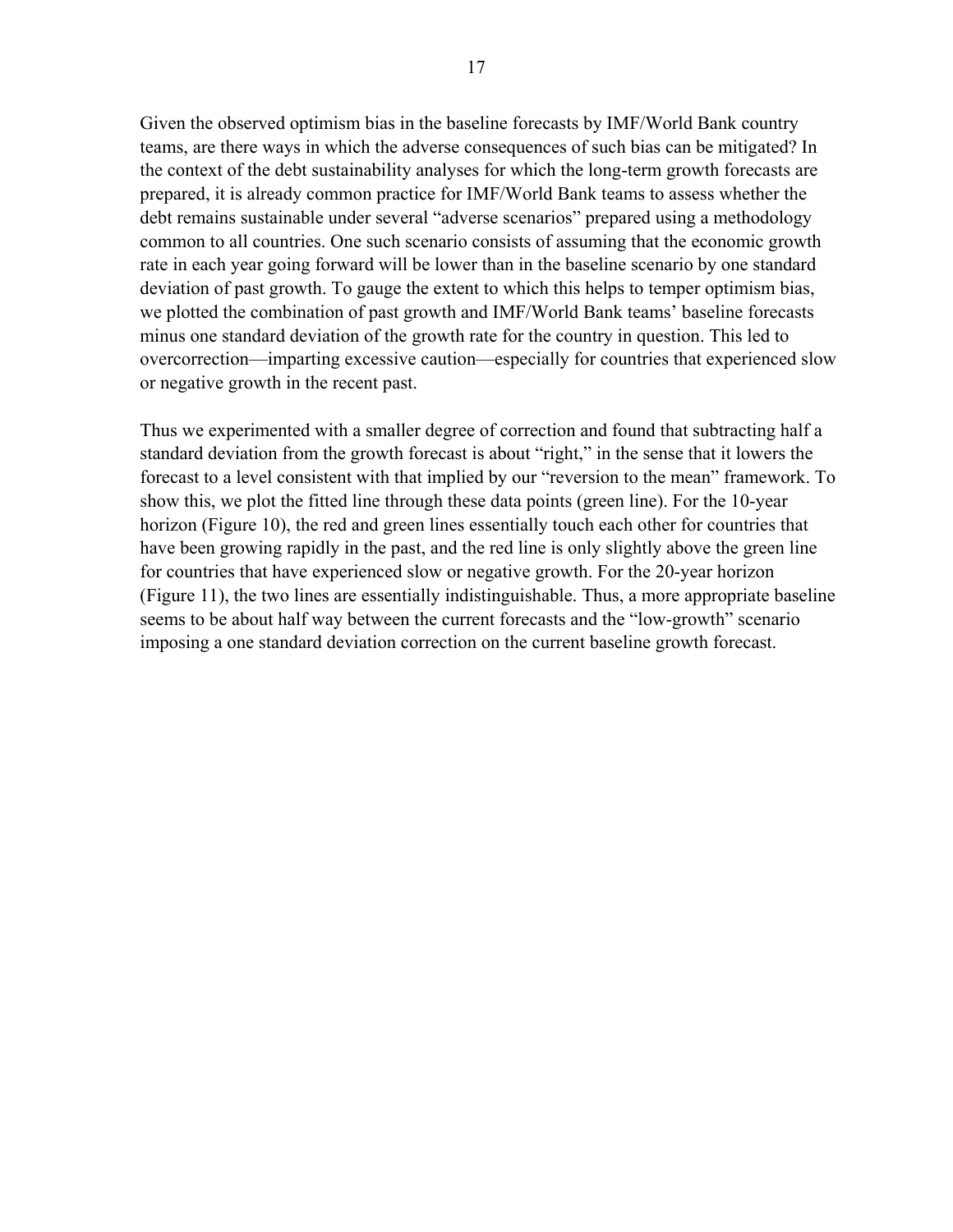Given the observed optimism bias in the baseline forecasts by IMF/World Bank country teams, are there ways in which the adverse consequences of such bias can be mitigated? In the context of the debt sustainability analyses for which the long-term growth forecasts are prepared, it is already common practice for IMF/World Bank teams to assess whether the debt remains sustainable under several "adverse scenarios" prepared using a methodology common to all countries. One such scenario consists of assuming that the economic growth rate in each year going forward will be lower than in the baseline scenario by one standard deviation of past growth. To gauge the extent to which this helps to temper optimism bias, we plotted the combination of past growth and IMF/World Bank teams' baseline forecasts minus one standard deviation of the growth rate for the country in question. This led to overcorrection—imparting excessive caution—especially for countries that experienced slow or negative growth in the recent past.

Thus we experimented with a smaller degree of correction and found that subtracting half a standard deviation from the growth forecast is about "right," in the sense that it lowers the forecast to a level consistent with that implied by our "reversion to the mean" framework. To show this, we plot the fitted line through these data points (green line). For the 10-year horizon (Figure 10), the red and green lines essentially touch each other for countries that have been growing rapidly in the past, and the red line is only slightly above the green line for countries that have experienced slow or negative growth. For the 20-year horizon (Figure 11), the two lines are essentially indistinguishable. Thus, a more appropriate baseline seems to be about half way between the current forecasts and the "low-growth" scenario imposing a one standard deviation correction on the current baseline growth forecast.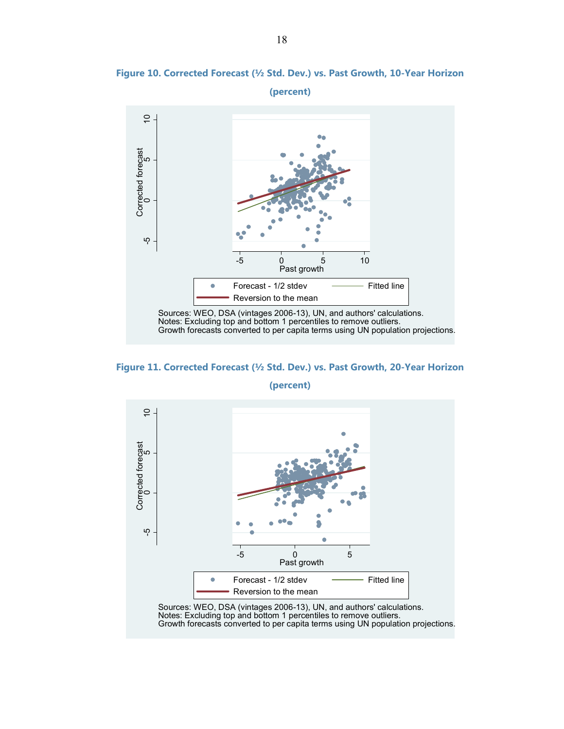**Figure 10. Corrected Forecast (½ Std. Dev.) vs. Past Growth, 10-Year Horizon (percent)**

Sources: WEO, DSA (vintages 2006-13), UN, and authors' calculations.
Notes: Excluding top and bottom 1 percentiles to remove outliers.
Growth forecasts converted to per capita terms using UN population projections.

**Figure 11. Corrected Forecast (½ Std. Dev.) vs. Past Growth, 20-Year Horizon (percent)**

Sources: WEO, DSA (vintages 2006-13), UN, and authors' calculations.
Notes: Excluding top and bottom 1 percentiles to remove outliers.
Growth forecasts converted to per capita terms using UN population projections.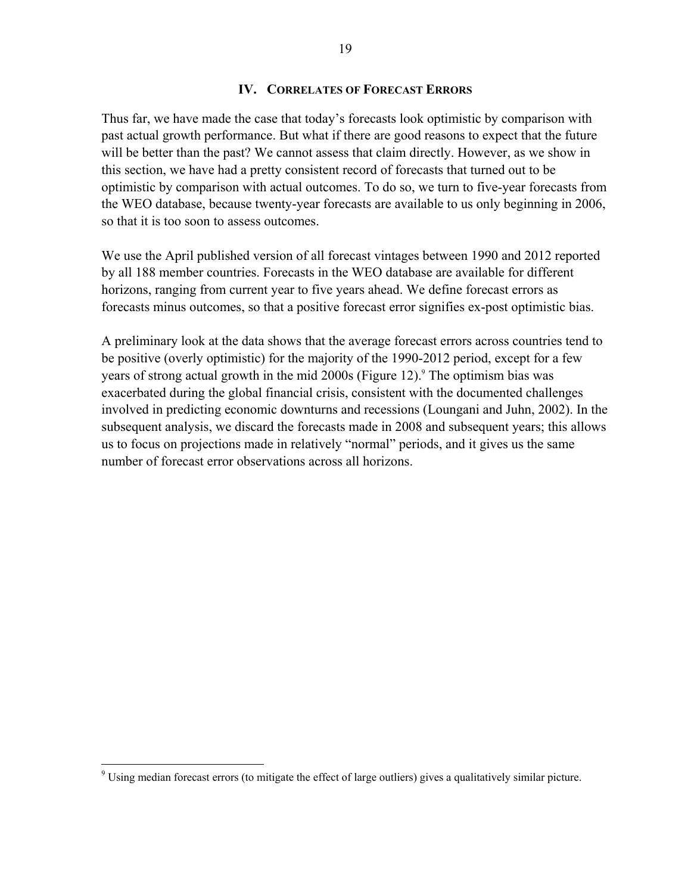## IV. Correlates of Forecast Errors

Thus far, we have made the case that today's forecasts look optimistic by comparison with past actual growth performance. But what if there are good reasons to expect that the future will be better than the past? We cannot assess that claim directly. However, as we show in this section, we have had a pretty consistent record of forecasts that turned out to be optimistic by comparison with actual outcomes. To do so, we turn to five-year forecasts from the WEO database, because twenty-year forecasts are available to us only beginning in 2006, so that it is too soon to assess outcomes.

We use the April published version of all forecast vintages between 1990 and 2012 reported by all 188 member countries. Forecasts in the WEO database are available for different horizons, ranging from current year to five years ahead. We define forecast errors as forecasts minus outcomes, so that a positive forecast error signifies ex-post optimistic bias.

A preliminary look at the data shows that the average forecast errors across countries tend to be positive (overly optimistic) for the majority of the 1990-2012 period, except for a few years of strong actual growth in the mid 2000s (Figure 12).[9] The optimism bias was exacerbated during the global financial crisis, consistent with the documented challenges involved in predicting economic downturns and recessions (Loungani and Juhn, 2002). In the subsequent analysis, we discard the forecasts made in 2008 and subsequent years; this allows us to focus on projections made in relatively "normal" periods, and it gives us the same number of forecast error observations across all horizons.

[9] Using median forecast errors (to mitigate the effect of large outliers) gives a qualitatively similar picture.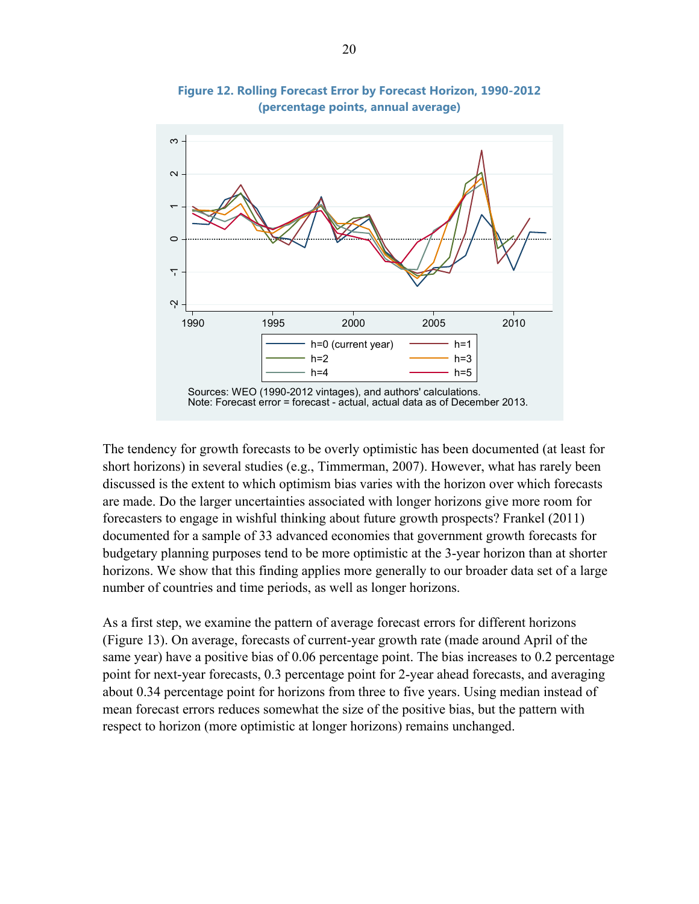**Figure 12. Rolling Forecast Error by Forecast Horizon, 1990-2012**
**(percentage points, annual average)**

Sources: WEO (1990-2012 vintages), and authors' calculations.
Note: Forecast error = forecast - actual, actual data as of December 2013.

The tendency for growth forecasts to be overly optimistic has been documented (at least for short horizons) in several studies (e.g., Timmerman, 2007). However, what has rarely been discussed is the extent to which optimism bias varies with the horizon over which forecasts are made. Do the larger uncertainties associated with longer horizons give more room for forecasters to engage in wishful thinking about future growth prospects? Frankel (2011) documented for a sample of 33 advanced economies that government growth forecasts for budgetary planning purposes tend to be more optimistic at the 3-year horizon than at shorter horizons. We show that this finding applies more generally to our broader data set of a large number of countries and time periods, as well as longer horizons.

As a first step, we examine the pattern of average forecast errors for different horizons (Figure 13). On average, forecasts of current-year growth rate (made around April of the same year) have a positive bias of 0.06 percentage point. The bias increases to 0.2 percentage point for next-year forecasts, 0.3 percentage point for 2-year ahead forecasts, and averaging about 0.34 percentage point for horizons from three to five years. Using median instead of mean forecast errors reduces somewhat the size of the positive bias, but the pattern with respect to horizon (more optimistic at longer horizons) remains unchanged.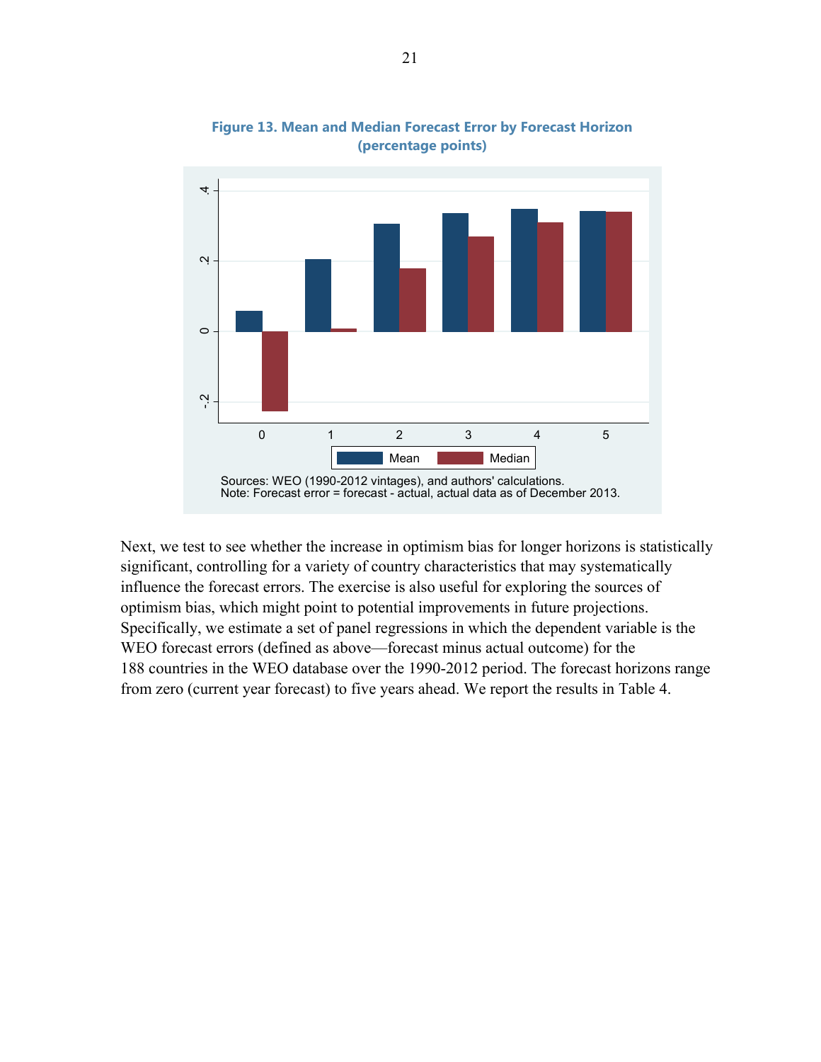**Figure 13. Mean and Median Forecast Error by Forecast Horizon (percentage points)**

Sources: WEO (1990-2012 vintages), and authors' calculations.
Note: Forecast error = forecast - actual, actual data as of December 2013.

Next, we test to see whether the increase in optimism bias for longer horizons is statistically significant, controlling for a variety of country characteristics that may systematically influence the forecast errors. The exercise is also useful for exploring the sources of optimism bias, which might point to potential improvements in future projections. Specifically, we estimate a set of panel regressions in which the dependent variable is the WEO forecast errors (defined as above—forecast minus actual outcome) for the 188 countries in the WEO database over the 1990-2012 period. The forecast horizons range from zero (current year forecast) to five years ahead. We report the results in Table 4.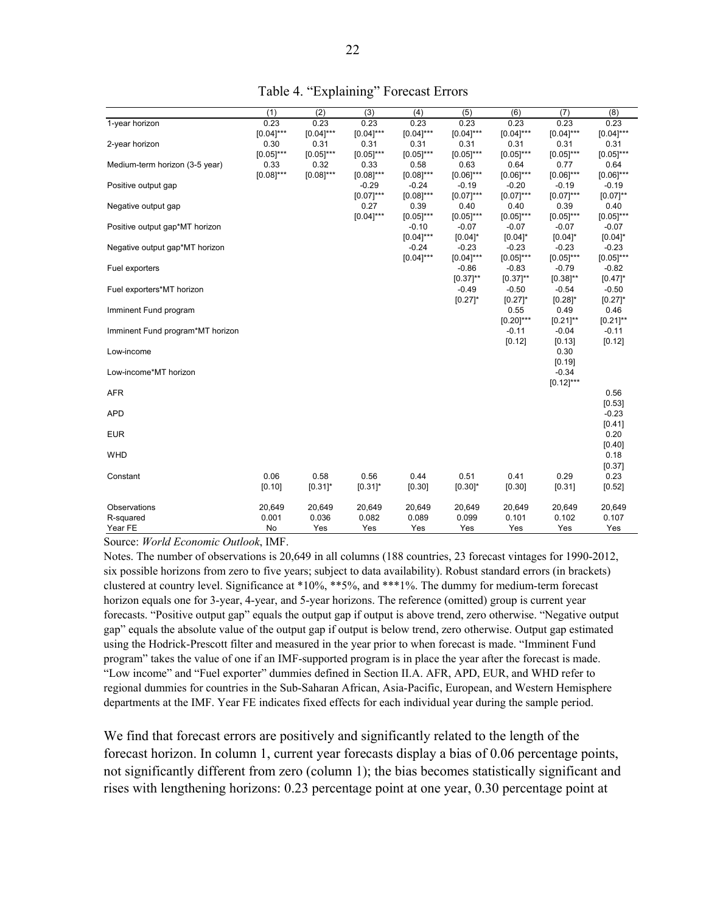Table 4. "Explaining" Forecast Errors

| | (1) | (2) | (3) | (4) | (5) | (6) | (7) | (8) |
|---|---|---|---|---|---|---|---|---|
| 1-year horizon | 0.23 | 0.23 | 0.23 | 0.23 | 0.23 | 0.23 | 0.23 | 0.23 |
| | [0.04]*** | [0.04]*** | [0.04]*** | [0.04]*** | [0.04]*** | [0.04]*** | [0.04]*** | [0.04]*** |
| 2-year horizon | 0.30 | 0.31 | 0.31 | 0.31 | 0.31 | 0.31 | 0.31 | 0.31 |
| | [0.05]*** | [0.05]*** | [0.05]*** | [0.05]*** | [0.05]*** | [0.05]*** | [0.05]*** | [0.05]*** |
| Medium-term horizon (3-5 year) | 0.33 | 0.32 | 0.33 | 0.58 | 0.63 | 0.64 | 0.77 | 0.64 |
| | [0.08]*** | [0.08]*** | [0.08]*** | [0.08]*** | [0.06]*** | [0.06]*** | [0.06]*** | [0.06]*** |
| Positive output gap | | | -0.29 | -0.24 | -0.19 | -0.20 | -0.19 | -0.19 |
| | | | [0.07]*** | [0.08]*** | [0.07]*** | [0.07]*** | [0.07]*** | [0.07]** |
| Negative output gap | | | 0.27 | 0.39 | 0.40 | 0.40 | 0.39 | 0.40 |
| | | | [0.04]*** | [0.05]*** | [0.05]*** | [0.05]*** | [0.05]*** | [0.05]*** |
| Positive output gap*MT horizon | | | | -0.10 | -0.07 | -0.07 | -0.07 | -0.07 |
| | | | | [0.04]*** | [0.04]* | [0.04]* | [0.04]* | [0.04]* |
| Negative output gap*MT horizon | | | | -0.24 | -0.23 | -0.23 | -0.23 | -0.23 |
| | | | | [0.04]*** | [0.04]*** | [0.05]*** | [0.05]*** | [0.05]*** |
| Fuel exporters | | | | | -0.86 | -0.83 | -0.79 | -0.82 |
| | | | | | [0.37]** | [0.37]** | [0.38]** | [0.47]* |
| Fuel exporters*MT horizon | | | | | -0.49 | -0.50 | -0.54 | -0.50 |
| | | | | | [0.27]* | [0.27]* | [0.28]* | [0.27]* |
| Imminent Fund program | | | | | | 0.55 | 0.49 | 0.46 |
| | | | | | | [0.20]*** | [0.21]** | [0.21]** |
| Imminent Fund program*MT horizon | | | | | | -0.11 | -0.04 | -0.11 |
| | | | | | | [0.12] | [0.13] | [0.12] |
| Low-income | | | | | | | 0.30 | |
| | | | | | | | [0.19] | |
| Low-income*MT horizon | | | | | | | -0.34 | |
| | | | | | | | [0.12]*** | |
| AFR | | | | | | | | 0.56 |
| | | | | | | | | [0.53] |
| APD | | | | | | | | -0.23 |
| | | | | | | | | [0.41] |
| EUR | | | | | | | | 0.20 |
| | | | | | | | | [0.40] |
| WHD | | | | | | | | 0.18 |
| | | | | | | | | [0.37] |
| Constant | 0.06 | 0.58 | 0.56 | 0.44 | 0.51 | 0.41 | 0.29 | 0.23 |
| | [0.10] | [0.31]* | [0.31]* | [0.30] | [0.30]* | [0.30] | [0.31] | [0.52] |
| Observations | 20,649 | 20,649 | 20,649 | 20,649 | 20,649 | 20,649 | 20,649 | 20,649 |
| R-squared | 0.001 | 0.036 | 0.082 | 0.089 | 0.099 | 0.101 | 0.102 | 0.107 |
| Year FE | No | Yes | Yes | Yes | Yes | Yes | Yes | Yes |

Source: *World Economic Outlook*, IMF.

Notes. The number of observations is 20,649 in all columns (188 countries, 23 forecast vintages for 1990-2012, six possible horizons from zero to five years; subject to data availability). Robust standard errors (in brackets) clustered at country level. Significance at *10%, **5%, and ***1%. The dummy for medium-term forecast horizon equals one for 3-year, 4-year, and 5-year horizons. The reference (omitted) group is current year forecasts. "Positive output gap" equals the output gap if output is above trend, zero otherwise. "Negative output gap" equals the absolute value of the output gap if output is below trend, zero otherwise. Output gap estimated using the Hodrick-Prescott filter and measured in the year prior to when forecast is made. "Imminent Fund program" takes the value of one if an IMF-supported program is in place the year after the forecast is made. "Low income" and "Fuel exporter" dummies defined in Section II.A. AFR, APD, EUR, and WHD refer to regional dummies for countries in the Sub-Saharan African, Asia-Pacific, European, and Western Hemisphere departments at the IMF. Year FE indicates fixed effects for each individual year during the sample period.

We find that forecast errors are positively and significantly related to the length of the forecast horizon. In column 1, current year forecasts display a bias of 0.06 percentage points, not significantly different from zero (column 1); the bias becomes statistically significant and rises with lengthening horizons: 0.23 percentage point at one year, 0.30 percentage point at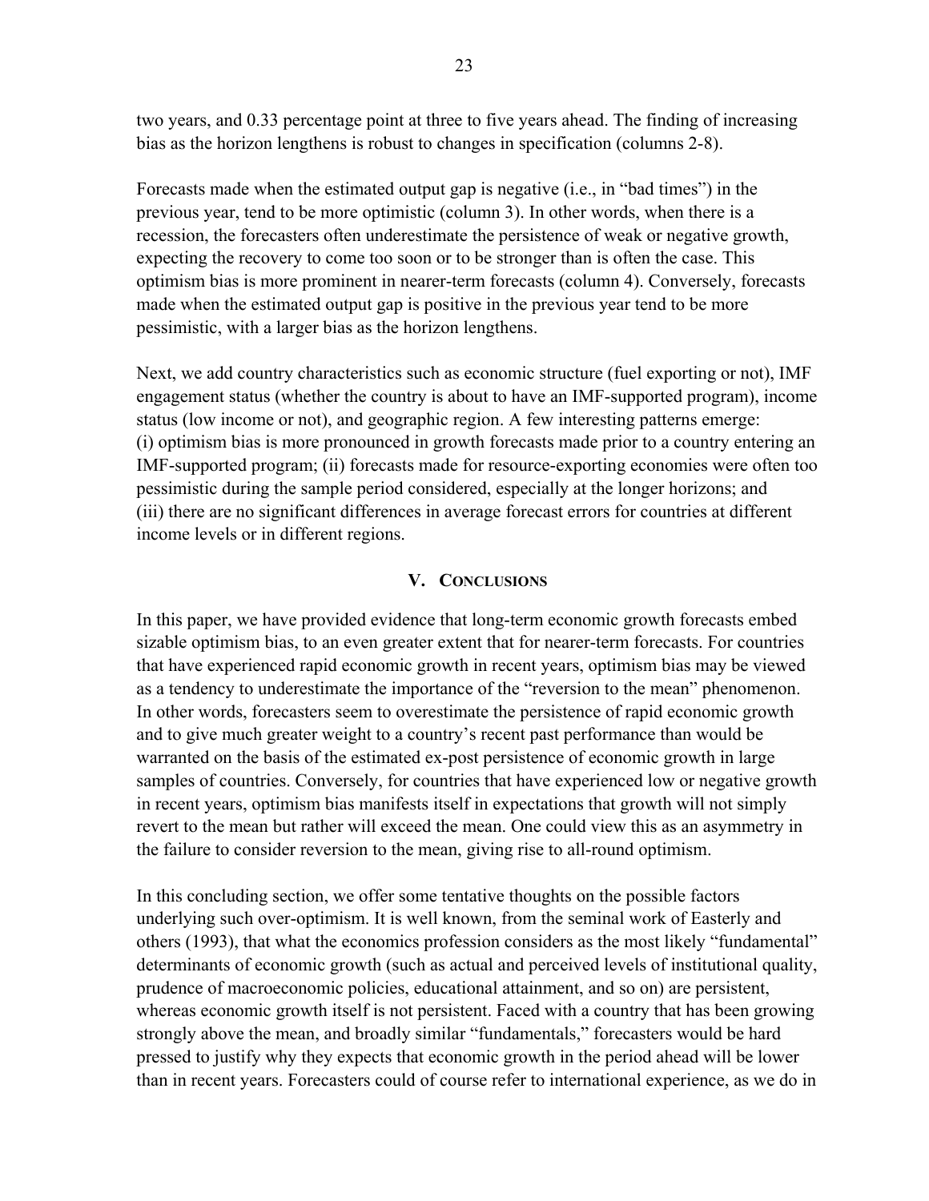two years, and 0.33 percentage point at three to five years ahead. The finding of increasing bias as the horizon lengthens is robust to changes in specification (columns 2-8).

Forecasts made when the estimated output gap is negative (i.e., in "bad times") in the previous year, tend to be more optimistic (column 3). In other words, when there is a recession, the forecasters often underestimate the persistence of weak or negative growth, expecting the recovery to come too soon or to be stronger than is often the case. This optimism bias is more prominent in nearer-term forecasts (column 4). Conversely, forecasts made when the estimated output gap is positive in the previous year tend to be more pessimistic, with a larger bias as the horizon lengthens.

Next, we add country characteristics such as economic structure (fuel exporting or not), IMF engagement status (whether the country is about to have an IMF-supported program), income status (low income or not), and geographic region. A few interesting patterns emerge: (i) optimism bias is more pronounced in growth forecasts made prior to a country entering an IMF-supported program; (ii) forecasts made for resource-exporting economies were often too pessimistic during the sample period considered, especially at the longer horizons; and (iii) there are no significant differences in average forecast errors for countries at different income levels or in different regions.

## V. Conclusions

In this paper, we have provided evidence that long-term economic growth forecasts embed sizable optimism bias, to an even greater extent that for nearer-term forecasts. For countries that have experienced rapid economic growth in recent years, optimism bias may be viewed as a tendency to underestimate the importance of the "reversion to the mean" phenomenon. In other words, forecasters seem to overestimate the persistence of rapid economic growth and to give much greater weight to a country's recent past performance than would be warranted on the basis of the estimated ex-post persistence of economic growth in large samples of countries. Conversely, for countries that have experienced low or negative growth in recent years, optimism bias manifests itself in expectations that growth will not simply revert to the mean but rather will exceed the mean. One could view this as an asymmetry in the failure to consider reversion to the mean, giving rise to all-round optimism.

In this concluding section, we offer some tentative thoughts on the possible factors underlying such over-optimism. It is well known, from the seminal work of Easterly and others (1993), that what the economics profession considers as the most likely "fundamental" determinants of economic growth (such as actual and perceived levels of institutional quality, prudence of macroeconomic policies, educational attainment, and so on) are persistent, whereas economic growth itself is not persistent. Faced with a country that has been growing strongly above the mean, and broadly similar "fundamentals," forecasters would be hard pressed to justify why they expects that economic growth in the period ahead will be lower than in recent years. Forecasters could of course refer to international experience, as we do in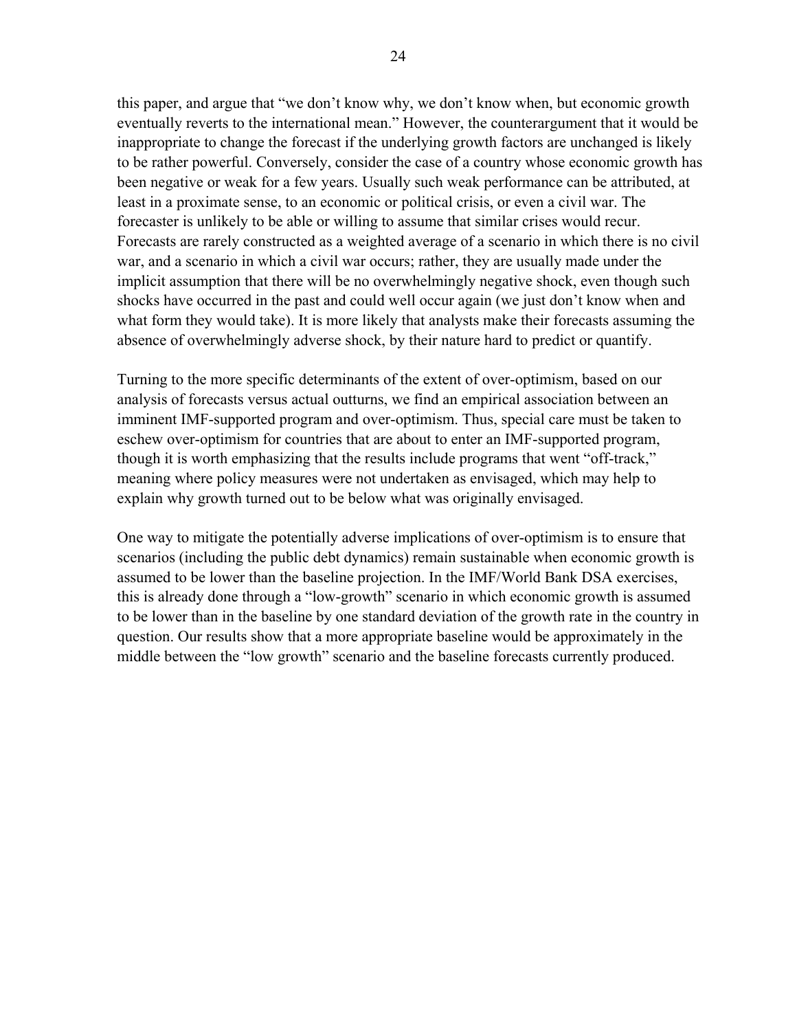this paper, and argue that "we don't know why, we don't know when, but economic growth eventually reverts to the international mean." However, the counterargument that it would be inappropriate to change the forecast if the underlying growth factors are unchanged is likely to be rather powerful. Conversely, consider the case of a country whose economic growth has been negative or weak for a few years. Usually such weak performance can be attributed, at least in a proximate sense, to an economic or political crisis, or even a civil war. The forecaster is unlikely to be able or willing to assume that similar crises would recur. Forecasts are rarely constructed as a weighted average of a scenario in which there is no civil war, and a scenario in which a civil war occurs; rather, they are usually made under the implicit assumption that there will be no overwhelmingly negative shock, even though such shocks have occurred in the past and could well occur again (we just don't know when and what form they would take). It is more likely that analysts make their forecasts assuming the absence of overwhelmingly adverse shock, by their nature hard to predict or quantify.

Turning to the more specific determinants of the extent of over-optimism, based on our analysis of forecasts versus actual outturns, we find an empirical association between an imminent IMF-supported program and over-optimism. Thus, special care must be taken to eschew over-optimism for countries that are about to enter an IMF-supported program, though it is worth emphasizing that the results include programs that went "off-track," meaning where policy measures were not undertaken as envisaged, which may help to explain why growth turned out to be below what was originally envisaged.

One way to mitigate the potentially adverse implications of over-optimism is to ensure that scenarios (including the public debt dynamics) remain sustainable when economic growth is assumed to be lower than the baseline projection. In the IMF/World Bank DSA exercises, this is already done through a "low-growth" scenario in which economic growth is assumed to be lower than in the baseline by one standard deviation of the growth rate in the country in question. Our results show that a more appropriate baseline would be approximately in the middle between the "low growth" scenario and the baseline forecasts currently produced.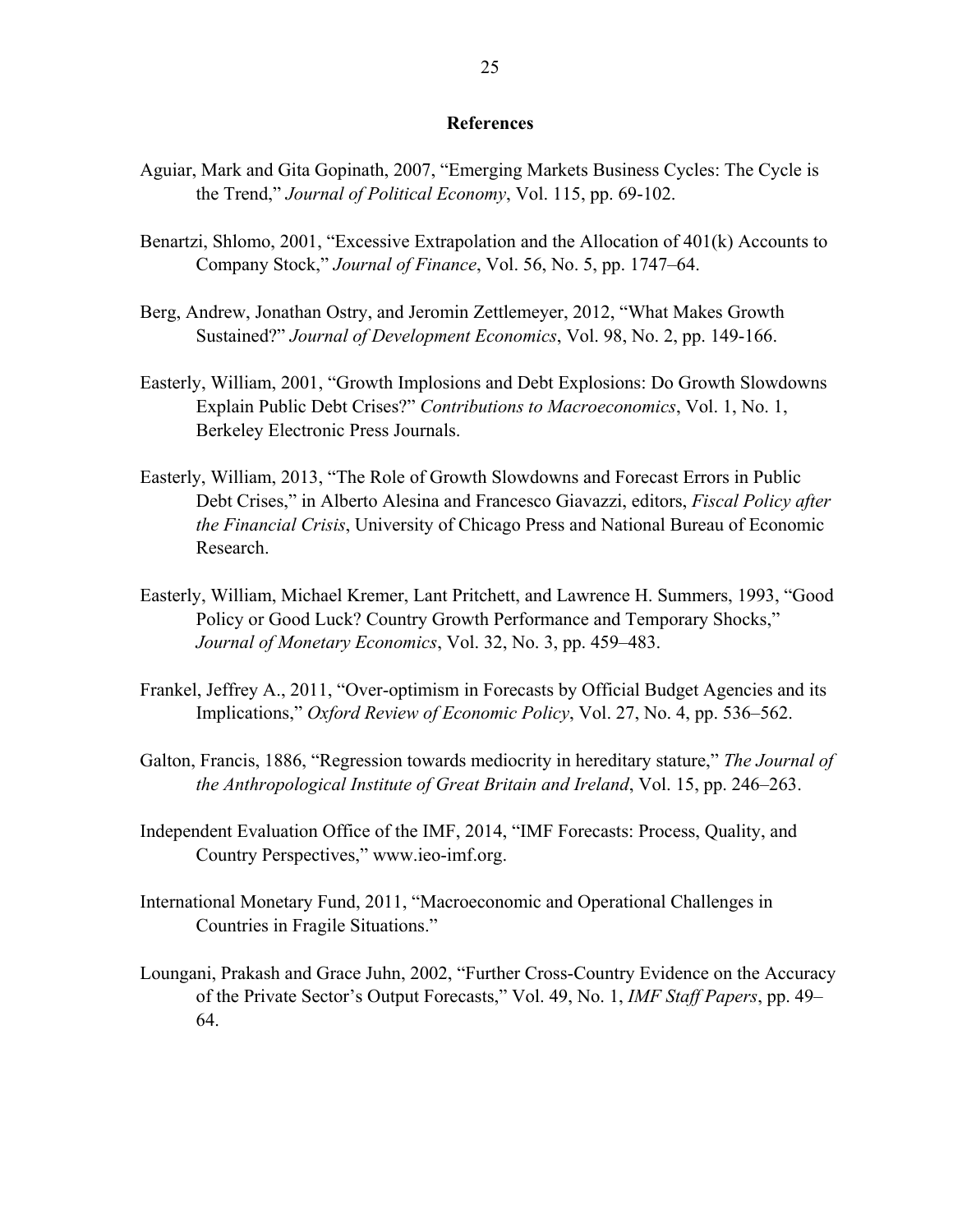## References

Aguiar, Mark and Gita Gopinath, 2007, "Emerging Markets Business Cycles: The Cycle is the Trend," *Journal of Political Economy*, Vol. 115, pp. 69-102.

Benartzi, Shlomo, 2001, "Excessive Extrapolation and the Allocation of 401(k) Accounts to Company Stock," *Journal of Finance*, Vol. 56, No. 5, pp. 1747–64.

Berg, Andrew, Jonathan Ostry, and Jeromin Zettlemeyer, 2012, "What Makes Growth Sustained?" *Journal of Development Economics*, Vol. 98, No. 2, pp. 149-166.

Easterly, William, 2001, "Growth Implosions and Debt Explosions: Do Growth Slowdowns Explain Public Debt Crises?" *Contributions to Macroeconomics*, Vol. 1, No. 1, Berkeley Electronic Press Journals.

Easterly, William, 2013, "The Role of Growth Slowdowns and Forecast Errors in Public Debt Crises," in Alberto Alesina and Francesco Giavazzi, editors, *Fiscal Policy after the Financial Crisis*, University of Chicago Press and National Bureau of Economic Research.

Easterly, William, Michael Kremer, Lant Pritchett, and Lawrence H. Summers, 1993, "Good Policy or Good Luck? Country Growth Performance and Temporary Shocks," *Journal of Monetary Economics*, Vol. 32, No. 3, pp. 459–483.

Frankel, Jeffrey A., 2011, "Over-optimism in Forecasts by Official Budget Agencies and its Implications," *Oxford Review of Economic Policy*, Vol. 27, No. 4, pp. 536–562.

Galton, Francis, 1886, "Regression towards mediocrity in hereditary stature," *The Journal of the Anthropological Institute of Great Britain and Ireland*, Vol. 15, pp. 246–263.

Independent Evaluation Office of the IMF, 2014, "IMF Forecasts: Process, Quality, and Country Perspectives," www.ieo-imf.org.

International Monetary Fund, 2011, "Macroeconomic and Operational Challenges in Countries in Fragile Situations."

Loungani, Prakash and Grace Juhn, 2002, "Further Cross-Country Evidence on the Accuracy of the Private Sector's Output Forecasts," Vol. 49, No. 1, *IMF Staff Papers*, pp. 49–64.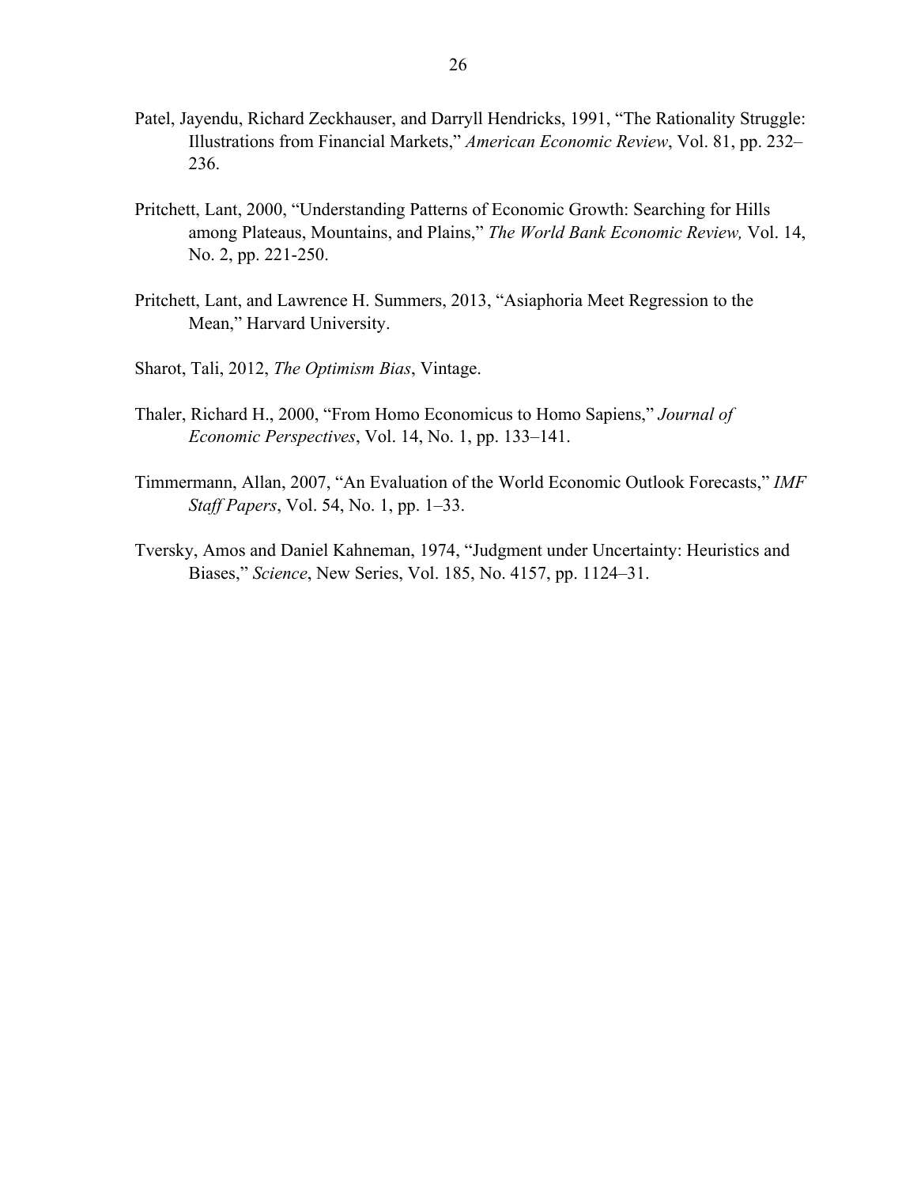Patel, Jayendu, Richard Zeckhauser, and Darryll Hendricks, 1991, "The Rationality Struggle: Illustrations from Financial Markets," *American Economic Review*, Vol. 81, pp. 232–236.

Pritchett, Lant, 2000, "Understanding Patterns of Economic Growth: Searching for Hills among Plateaus, Mountains, and Plains," *The World Bank Economic Review,* Vol. 14, No. 2, pp. 221-250.

Pritchett, Lant, and Lawrence H. Summers, 2013, "Asiaphoria Meet Regression to the Mean," Harvard University.

Sharot, Tali, 2012, *The Optimism Bias*, Vintage.

Thaler, Richard H., 2000, "From Homo Economicus to Homo Sapiens," *Journal of Economic Perspectives*, Vol. 14, No. 1, pp. 133–141.

Timmermann, Allan, 2007, "An Evaluation of the World Economic Outlook Forecasts," *IMF Staff Papers*, Vol. 54, No. 1, pp. 1–33.

Tversky, Amos and Daniel Kahneman, 1974, "Judgment under Uncertainty: Heuristics and Biases," *Science*, New Series, Vol. 185, No. 4157, pp. 1124–31.